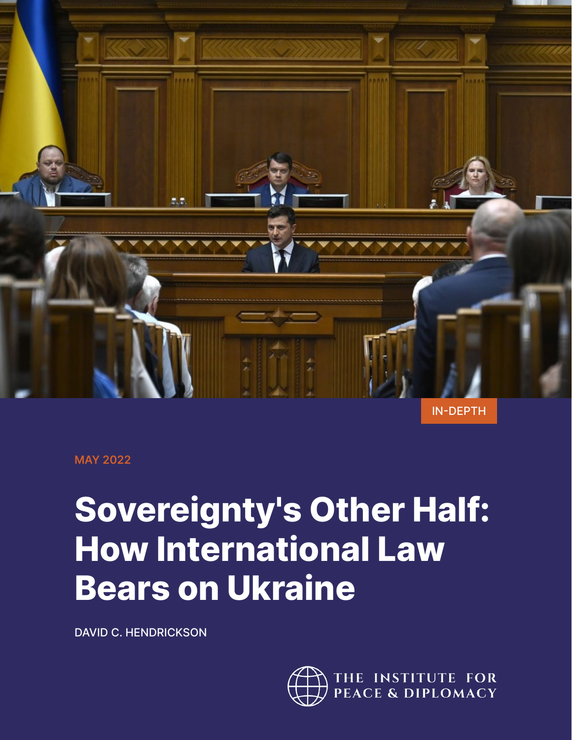IN-DEPTH

MAY 2022

# Sovereignty's Other Half: How International Law Bears on Ukraine

DAVID C. HENDRICKSON

THE INSTITUTE FOR PEACE & DIPLOMACY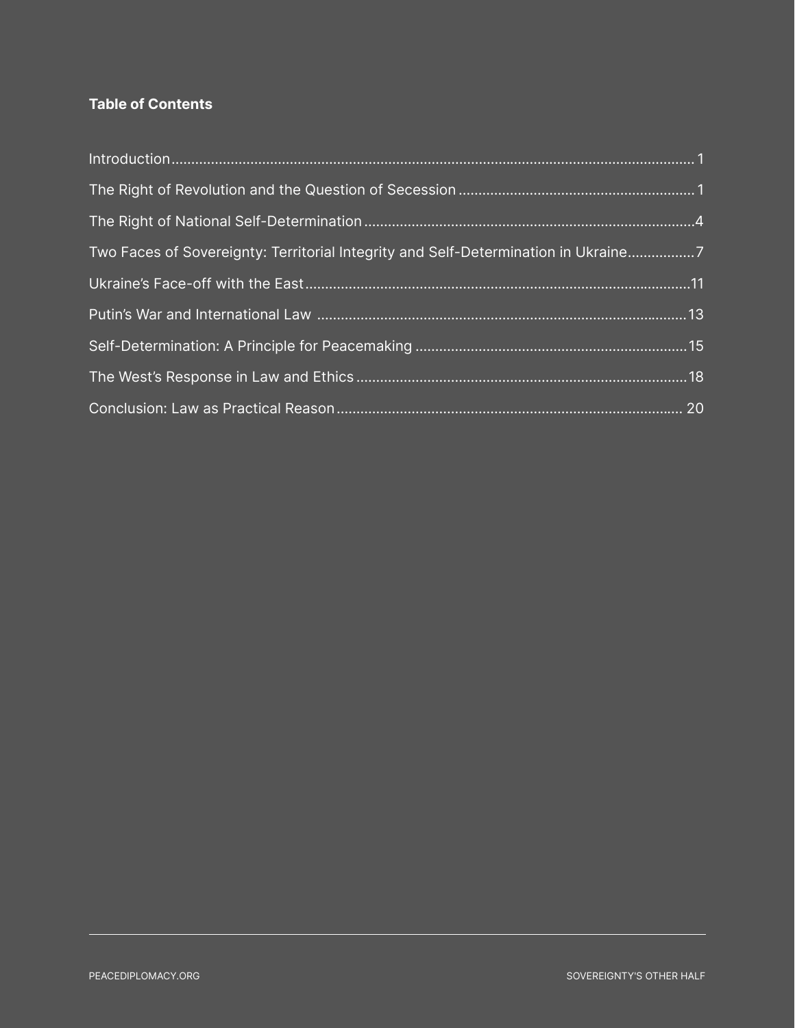**Table of Contents**

- Introduction ... 1
- The Right of Revolution and the Question of Secession ... 1
- The Right of National Self-Determination ... 4
- Two Faces of Sovereignty: Territorial Integrity and Self-Determination in Ukraine ... 7
- Ukraine's Face-off with the East ... 11
- Putin's War and International Law ... 13
- Self-Determination: A Principle for Peacemaking ... 15
- The West's Response in Law and Ethics ... 18
- Conclusion: Law as Practical Reason ... 20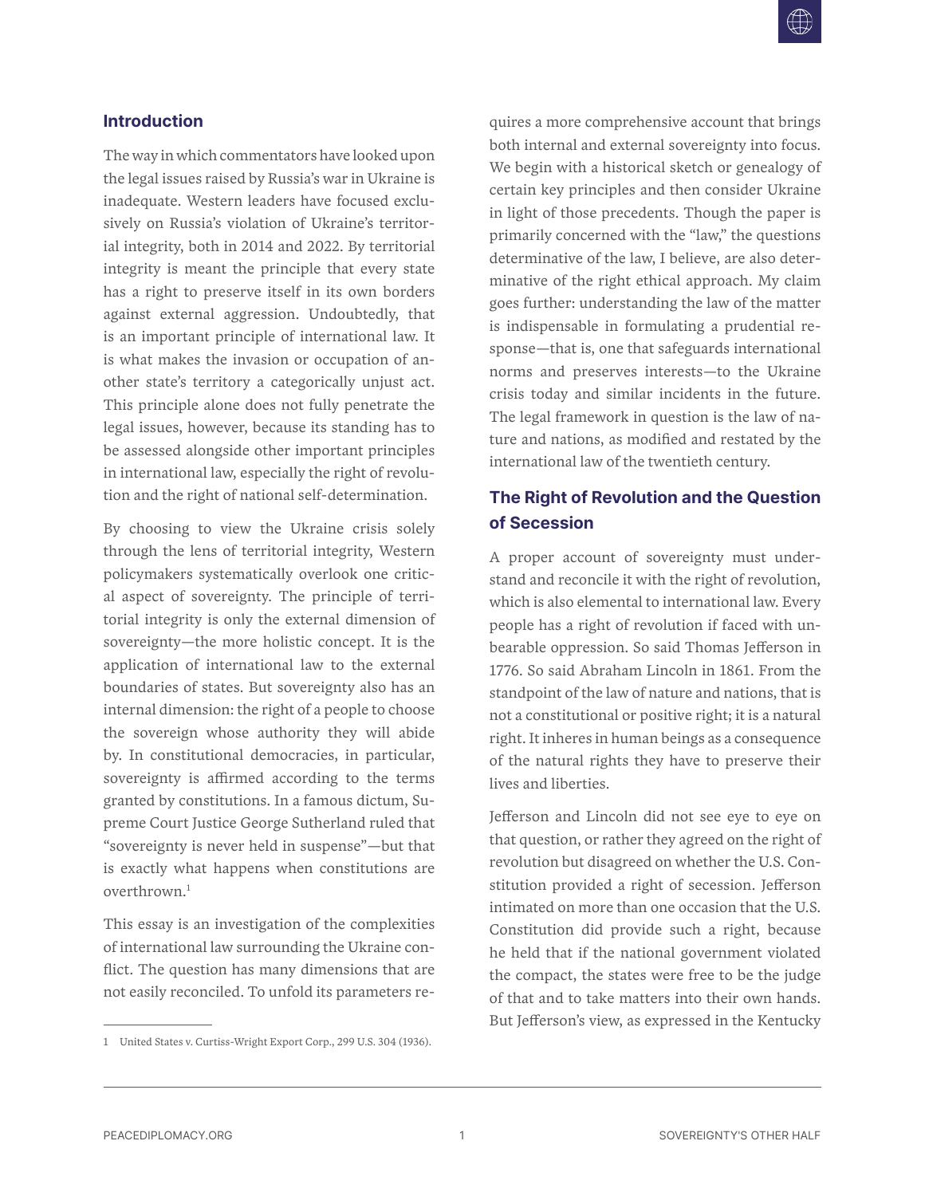## Introduction

The way in which commentators have looked upon the legal issues raised by Russia's war in Ukraine is inadequate. Western leaders have focused exclusively on Russia's violation of Ukraine's territorial integrity, both in 2014 and 2022. By territorial integrity is meant the principle that every state has a right to preserve itself in its own borders against external aggression. Undoubtedly, that is an important principle of international law. It is what makes the invasion or occupation of another state's territory a categorically unjust act. This principle alone does not fully penetrate the legal issues, however, because its standing has to be assessed alongside other important principles in international law, especially the right of revolution and the right of national self-determination.

By choosing to view the Ukraine crisis solely through the lens of territorial integrity, Western policymakers systematically overlook one critical aspect of sovereignty. The principle of territorial integrity is only the external dimension of sovereignty—the more holistic concept. It is the application of international law to the external boundaries of states. But sovereignty also has an internal dimension: the right of a people to choose the sovereign whose authority they will abide by. In constitutional democracies, in particular, sovereignty is affirmed according to the terms granted by constitutions. In a famous dictum, Supreme Court Justice George Sutherland ruled that "sovereignty is never held in suspense"—but that is exactly what happens when constitutions are overthrown.[1]

This essay is an investigation of the complexities of international law surrounding the Ukraine conflict. The question has many dimensions that are not easily reconciled. To unfold its parameters requires a more comprehensive account that brings both internal and external sovereignty into focus. We begin with a historical sketch or genealogy of certain key principles and then consider Ukraine in light of those precedents. Though the paper is primarily concerned with the "law," the questions determinative of the law, I believe, are also determinative of the right ethical approach. My claim goes further: understanding the law of the matter is indispensable in formulating a prudential response—that is, one that safeguards international norms and preserves interests—to the Ukraine crisis today and similar incidents in the future. The legal framework in question is the law of nature and nations, as modified and restated by the international law of the twentieth century.

## The Right of Revolution and the Question of Secession

A proper account of sovereignty must understand and reconcile it with the right of revolution, which is also elemental to international law. Every people has a right of revolution if faced with unbearable oppression. So said Thomas Jefferson in 1776. So said Abraham Lincoln in 1861. From the standpoint of the law of nature and nations, that is not a constitutional or positive right; it is a natural right. It inheres in human beings as a consequence of the natural rights they have to preserve their lives and liberties.

Jefferson and Lincoln did not see eye to eye on that question, or rather they agreed on the right of revolution but disagreed on whether the U.S. Constitution provided a right of secession. Jefferson intimated on more than one occasion that the U.S. Constitution did provide such a right, because he held that if the national government violated the compact, the states were free to be the judge of that and to take matters into their own hands. But Jefferson's view, as expressed in the Kentucky

---

1 United States v. Curtiss-Wright Export Corp., 299 U.S. 304 (1936).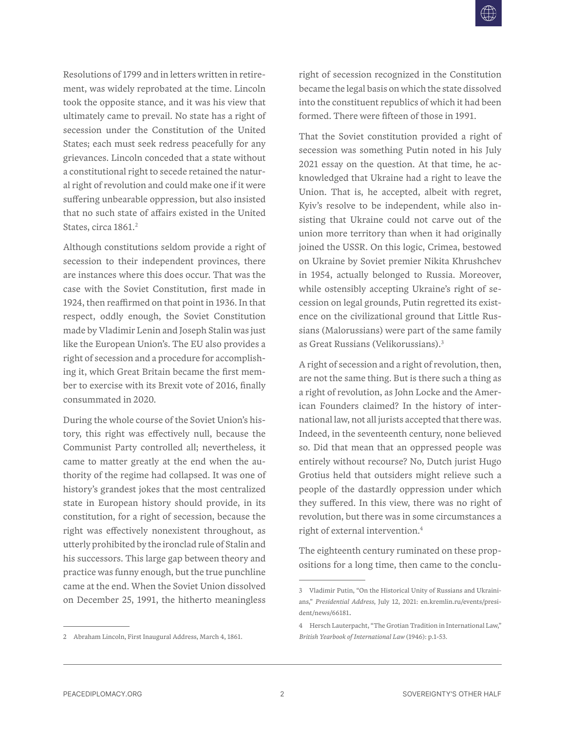Resolutions of 1799 and in letters written in retirement, was widely reprobated at the time. Lincoln took the opposite stance, and it was his view that ultimately came to prevail. No state has a right of secession under the Constitution of the United States; each must seek redress peacefully for any grievances. Lincoln conceded that a state without a constitutional right to secede retained the natural right of revolution and could make one if it were suffering unbearable oppression, but also insisted that no such state of affairs existed in the United States, circa 1861.[2]

Although constitutions seldom provide a right of secession to their independent provinces, there are instances where this does occur. That was the case with the Soviet Constitution, first made in 1924, then reaffirmed on that point in 1936. In that respect, oddly enough, the Soviet Constitution made by Vladimir Lenin and Joseph Stalin was just like the European Union's. The EU also provides a right of secession and a procedure for accomplishing it, which Great Britain became the first member to exercise with its Brexit vote of 2016, finally consummated in 2020.

During the whole course of the Soviet Union's history, this right was effectively null, because the Communist Party controlled all; nevertheless, it came to matter greatly at the end when the authority of the regime had collapsed. It was one of history's grandest jokes that the most centralized state in European history should provide, in its constitution, for a right of secession, because the right was effectively nonexistent throughout, as utterly prohibited by the ironclad rule of Stalin and his successors. This large gap between theory and practice was funny enough, but the true punchline came at the end. When the Soviet Union dissolved on December 25, 1991, the hitherto meaningless right of secession recognized in the Constitution became the legal basis on which the state dissolved into the constituent republics of which it had been formed. There were fifteen of those in 1991.

That the Soviet constitution provided a right of secession was something Putin noted in his July 2021 essay on the question. At that time, he acknowledged that Ukraine had a right to leave the Union. That is, he accepted, albeit with regret, Kyiv's resolve to be independent, while also insisting that Ukraine could not carve out of the union more territory than when it had originally joined the USSR. On this logic, Crimea, bestowed on Ukraine by Soviet premier Nikita Khrushchev in 1954, actually belonged to Russia. Moreover, while ostensibly accepting Ukraine's right of secession on legal grounds, Putin regretted its existence on the civilizational ground that Little Russians (Malorussians) were part of the same family as Great Russians (Velikorussians).[3]

A right of secession and a right of revolution, then, are not the same thing. But is there such a thing as a right of revolution, as John Locke and the American Founders claimed? In the history of international law, not all jurists accepted that there was. Indeed, in the seventeenth century, none believed so. Did that mean that an oppressed people was entirely without recourse? No, Dutch jurist Hugo Grotius held that outsiders might relieve such a people of the dastardly oppression under which they suffered. In this view, there was no right of revolution, but there was in some circumstances a right of external intervention.[4]

The eighteenth century ruminated on these propositions for a long time, then came to the conclu-

---

2 Abraham Lincoln, First Inaugural Address, March 4, 1861.

3 Vladimir Putin, "On the Historical Unity of Russians and Ukrainians," *Presidential Address*, July 12, 2021: en.kremlin.ru/events/president/news/66181.

4 Hersch Lauterpacht, "The Grotian Tradition in International Law," *British Yearbook of International Law* (1946): p.1-53.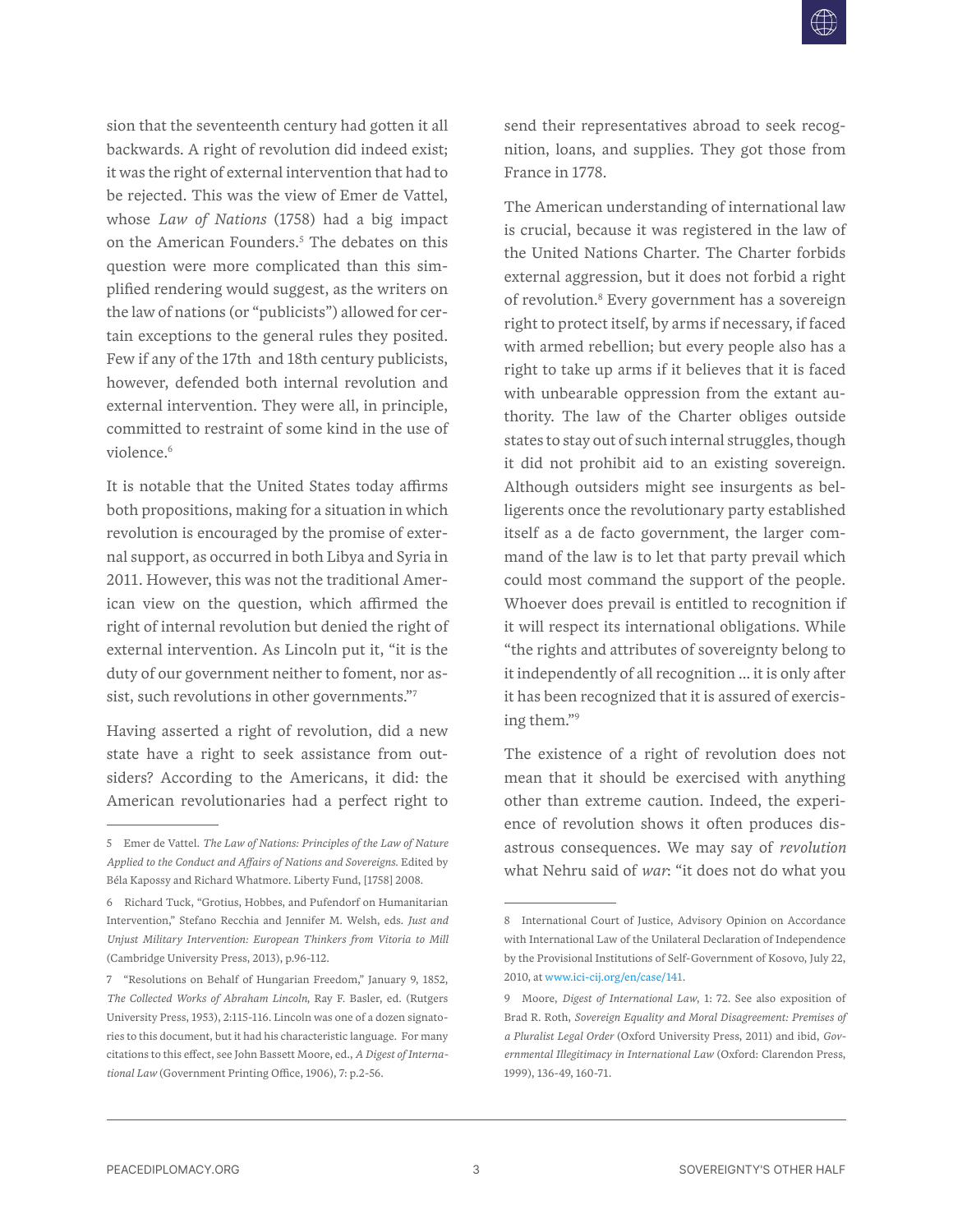sion that the seventeenth century had gotten it all backwards. A right of revolution did indeed exist; it was the right of external intervention that had to be rejected. This was the view of Emer de Vattel, whose *Law of Nations* (1758) had a big impact on the American Founders.[5] The debates on this question were more complicated than this simplified rendering would suggest, as the writers on the law of nations (or "publicists") allowed for certain exceptions to the general rules they posited. Few if any of the 17th and 18th century publicists, however, defended both internal revolution and external intervention. They were all, in principle, committed to restraint of some kind in the use of violence.[6]

It is notable that the United States today affirms both propositions, making for a situation in which revolution is encouraged by the promise of external support, as occurred in both Libya and Syria in 2011. However, this was not the traditional American view on the question, which affirmed the right of internal revolution but denied the right of external intervention. As Lincoln put it, "it is the duty of our government neither to foment, nor assist, such revolutions in other governments."[7]

Having asserted a right of revolution, did a new state have a right to seek assistance from outsiders? According to the Americans, it did: the American revolutionaries had a perfect right to send their representatives abroad to seek recognition, loans, and supplies. They got those from France in 1778.

The American understanding of international law is crucial, because it was registered in the law of the United Nations Charter. The Charter forbids external aggression, but it does not forbid a right of revolution.[8] Every government has a sovereign right to protect itself, by arms if necessary, if faced with armed rebellion; but every people also has a right to take up arms if it believes that it is faced with unbearable oppression from the extant authority. The law of the Charter obliges outside states to stay out of such internal struggles, though it did not prohibit aid to an existing sovereign. Although outsiders might see insurgents as belligerents once the revolutionary party established itself as a de facto government, the larger command of the law is to let that party prevail which could most command the support of the people. Whoever does prevail is entitled to recognition if it will respect its international obligations. While "the rights and attributes of sovereignty belong to it independently of all recognition ... it is only after it has been recognized that it is assured of exercising them."[9]

The existence of a right of revolution does not mean that it should be exercised with anything other than extreme caution. Indeed, the experience of revolution shows it often produces disastrous consequences. We may say of *revolution* what Nehru said of *war*: "it does not do what you

---

5 Emer de Vattel. *The Law of Nations: Principles of the Law of Nature Applied to the Conduct and Affairs of Nations and Sovereigns.* Edited by Béla Kapossy and Richard Whatmore. Liberty Fund, [1758] 2008.

6 Richard Tuck, "Grotius, Hobbes, and Pufendorf on Humanitarian Intervention," Stefano Recchia and Jennifer M. Welsh, eds. *Just and Unjust Military Intervention: European Thinkers from Vitoria to Mill* (Cambridge University Press, 2013), p.96-112.

7 "Resolutions on Behalf of Hungarian Freedom," January 9, 1852, *The Collected Works of Abraham Lincoln,* Ray F. Basler, ed. (Rutgers University Press, 1953), 2:115-116. Lincoln was one of a dozen signatories to this document, but it had his characteristic language. For many citations to this effect, see John Bassett Moore, ed., *A Digest of International Law* (Government Printing Office, 1906), 7: p.2-56.

8 International Court of Justice, Advisory Opinion on Accordance with International Law of the Unilateral Declaration of Independence by the Provisional Institutions of Self-Government of Kosovo, July 22, 2010, at www.ici-cij.org/en/case/141.

9 Moore, *Digest of International Law*, 1: 72. See also exposition of Brad R. Roth, *Sovereign Equality and Moral Disagreement: Premises of a Pluralist Legal Order* (Oxford University Press, 2011) and ibid, *Governmental Illegitimacy in International Law* (Oxford: Clarendon Press, 1999), 136-49, 160-71.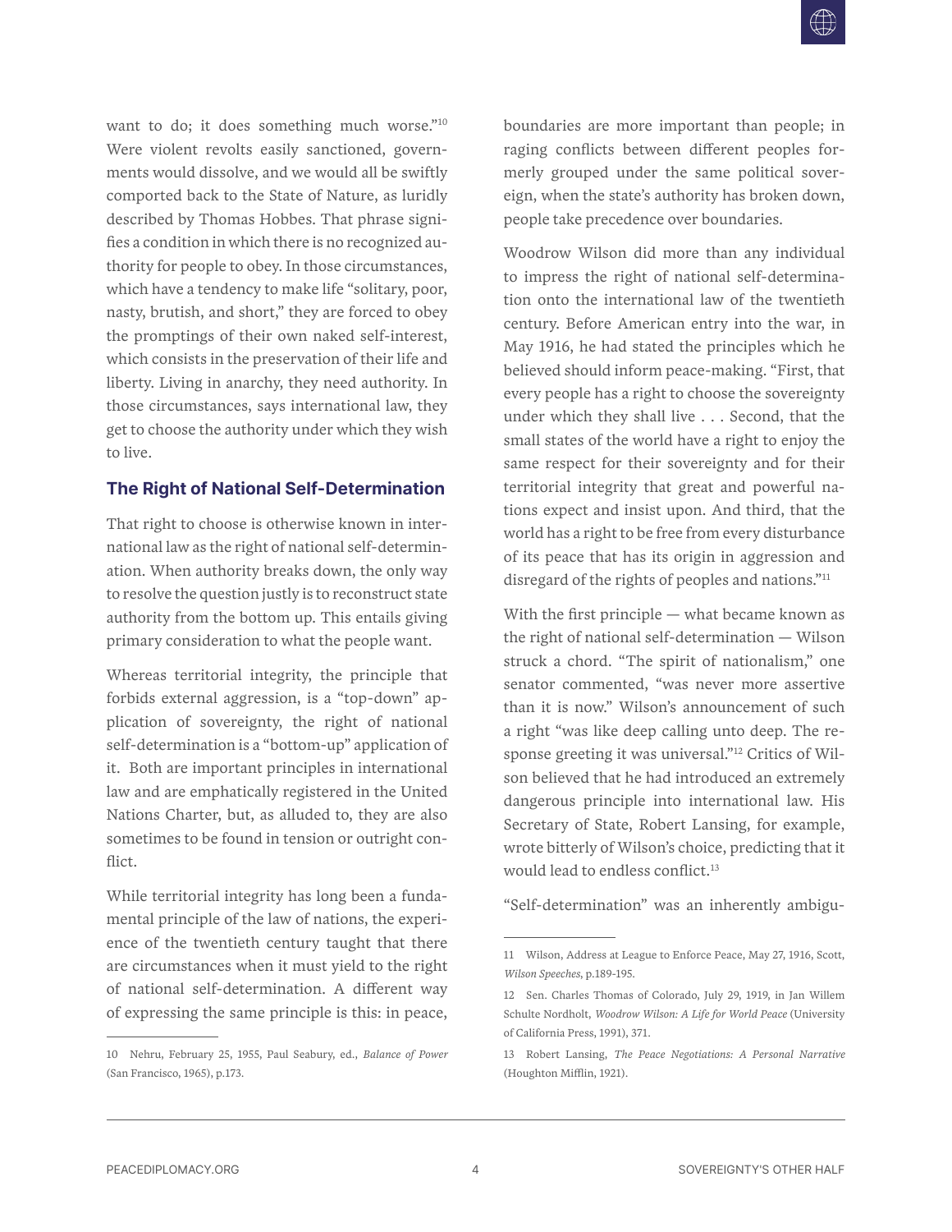want to do; it does something much worse."[10] Were violent revolts easily sanctioned, governments would dissolve, and we would all be swiftly comported back to the State of Nature, as luridly described by Thomas Hobbes. That phrase signifies a condition in which there is no recognized authority for people to obey. In those circumstances, which have a tendency to make life "solitary, poor, nasty, brutish, and short," they are forced to obey the promptings of their own naked self-interest, which consists in the preservation of their life and liberty. Living in anarchy, they need authority. In those circumstances, says international law, they get to choose the authority under which they wish to live.

### The Right of National Self-Determination

That right to choose is otherwise known in international law as the right of national self-determination. When authority breaks down, the only way to resolve the question justly is to reconstruct state authority from the bottom up. This entails giving primary consideration to what the people want.

Whereas territorial integrity, the principle that forbids external aggression, is a "top-down" application of sovereignty, the right of national self-determination is a "bottom-up" application of it. Both are important principles in international law and are emphatically registered in the United Nations Charter, but, as alluded to, they are also sometimes to be found in tension or outright conflict.

While territorial integrity has long been a fundamental principle of the law of nations, the experience of the twentieth century taught that there are circumstances when it must yield to the right of national self-determination. A different way of expressing the same principle is this: in peace, boundaries are more important than people; in raging conflicts between different peoples formerly grouped under the same political sovereign, when the state's authority has broken down, people take precedence over boundaries.

Woodrow Wilson did more than any individual to impress the right of national self-determination onto the international law of the twentieth century. Before American entry into the war, in May 1916, he had stated the principles which he believed should inform peace-making. "First, that every people has a right to choose the sovereignty under which they shall live . . . Second, that the small states of the world have a right to enjoy the same respect for their sovereignty and for their territorial integrity that great and powerful nations expect and insist upon. And third, that the world has a right to be free from every disturbance of its peace that has its origin in aggression and disregard of the rights of peoples and nations."[11]

With the first principle — what became known as the right of national self-determination — Wilson struck a chord. "The spirit of nationalism," one senator commented, "was never more assertive than it is now." Wilson's announcement of such a right "was like deep calling unto deep. The response greeting it was universal."[12] Critics of Wilson believed that he had introduced an extremely dangerous principle into international law. His Secretary of State, Robert Lansing, for example, wrote bitterly of Wilson's choice, predicting that it would lead to endless conflict.[13]

"Self-determination" was an inherently ambigu-

---

10 Nehru, February 25, 1955, Paul Seabury, ed., *Balance of Power* (San Francisco, 1965), p.173.

11 Wilson, Address at League to Enforce Peace, May 27, 1916, Scott, *Wilson Speeches*, p.189-195.

12 Sen. Charles Thomas of Colorado, July 29, 1919, in Jan Willem Schulte Nordholt, *Woodrow Wilson: A Life for World Peace* (University of California Press, 1991), 371.

13 Robert Lansing, *The Peace Negotiations: A Personal Narrative* (Houghton Mifflin, 1921).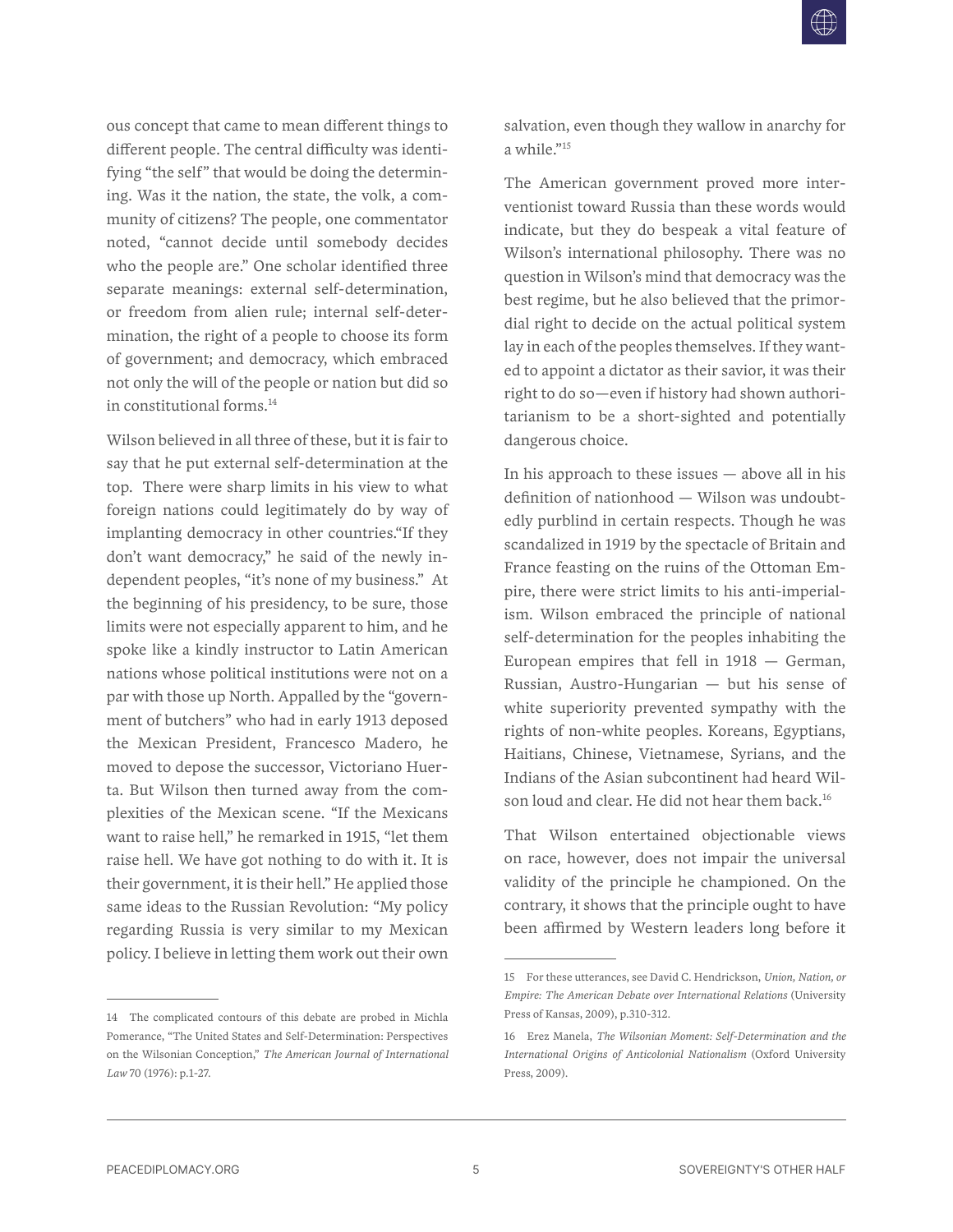ous concept that came to mean different things to different people. The central difficulty was identifying "the self" that would be doing the determining. Was it the nation, the state, the volk, a community of citizens? The people, one commentator noted, "cannot decide until somebody decides who the people are." One scholar identified three separate meanings: external self-determination, or freedom from alien rule; internal self-determination, the right of a people to choose its form of government; and democracy, which embraced not only the will of the people or nation but did so in constitutional forms.[14]

Wilson believed in all three of these, but it is fair to say that he put external self-determination at the top. There were sharp limits in his view to what foreign nations could legitimately do by way of implanting democracy in other countries."If they don't want democracy," he said of the newly independent peoples, "it's none of my business." At the beginning of his presidency, to be sure, those limits were not especially apparent to him, and he spoke like a kindly instructor to Latin American nations whose political institutions were not on a par with those up North. Appalled by the "government of butchers" who had in early 1913 deposed the Mexican President, Francesco Madero, he moved to depose the successor, Victoriano Huerta. But Wilson then turned away from the complexities of the Mexican scene. "If the Mexicans want to raise hell," he remarked in 1915, "let them raise hell. We have got nothing to do with it. It is their government, it is their hell." He applied those same ideas to the Russian Revolution: "My policy regarding Russia is very similar to my Mexican policy. I believe in letting them work out their own salvation, even though they wallow in anarchy for a while."[15]

The American government proved more interventionist toward Russia than these words would indicate, but they do bespeak a vital feature of Wilson's international philosophy. There was no question in Wilson's mind that democracy was the best regime, but he also believed that the primordial right to decide on the actual political system lay in each of the peoples themselves. If they wanted to appoint a dictator as their savior, it was their right to do so—even if history had shown authoritarianism to be a short-sighted and potentially dangerous choice.

In his approach to these issues — above all in his definition of nationhood — Wilson was undoubtedly purblind in certain respects. Though he was scandalized in 1919 by the spectacle of Britain and France feasting on the ruins of the Ottoman Empire, there were strict limits to his anti-imperialism. Wilson embraced the principle of national self-determination for the peoples inhabiting the European empires that fell in 1918 — German, Russian, Austro-Hungarian — but his sense of white superiority prevented sympathy with the rights of non-white peoples. Koreans, Egyptians, Haitians, Chinese, Vietnamese, Syrians, and the Indians of the Asian subcontinent had heard Wilson loud and clear. He did not hear them back.[16]

That Wilson entertained objectionable views on race, however, does not impair the universal validity of the principle he championed. On the contrary, it shows that the principle ought to have been affirmed by Western leaders long before it

---

14 The complicated contours of this debate are probed in Michla Pomerance, "The United States and Self-Determination: Perspectives on the Wilsonian Conception," *The American Journal of International Law* 70 (1976): p.1-27.

15 For these utterances, see David C. Hendrickson, *Union, Nation, or Empire: The American Debate over International Relations* (University Press of Kansas, 2009), p.310-312.

16 Erez Manela, *The Wilsonian Moment: Self-Determination and the International Origins of Anticolonial Nationalism* (Oxford University Press, 2009).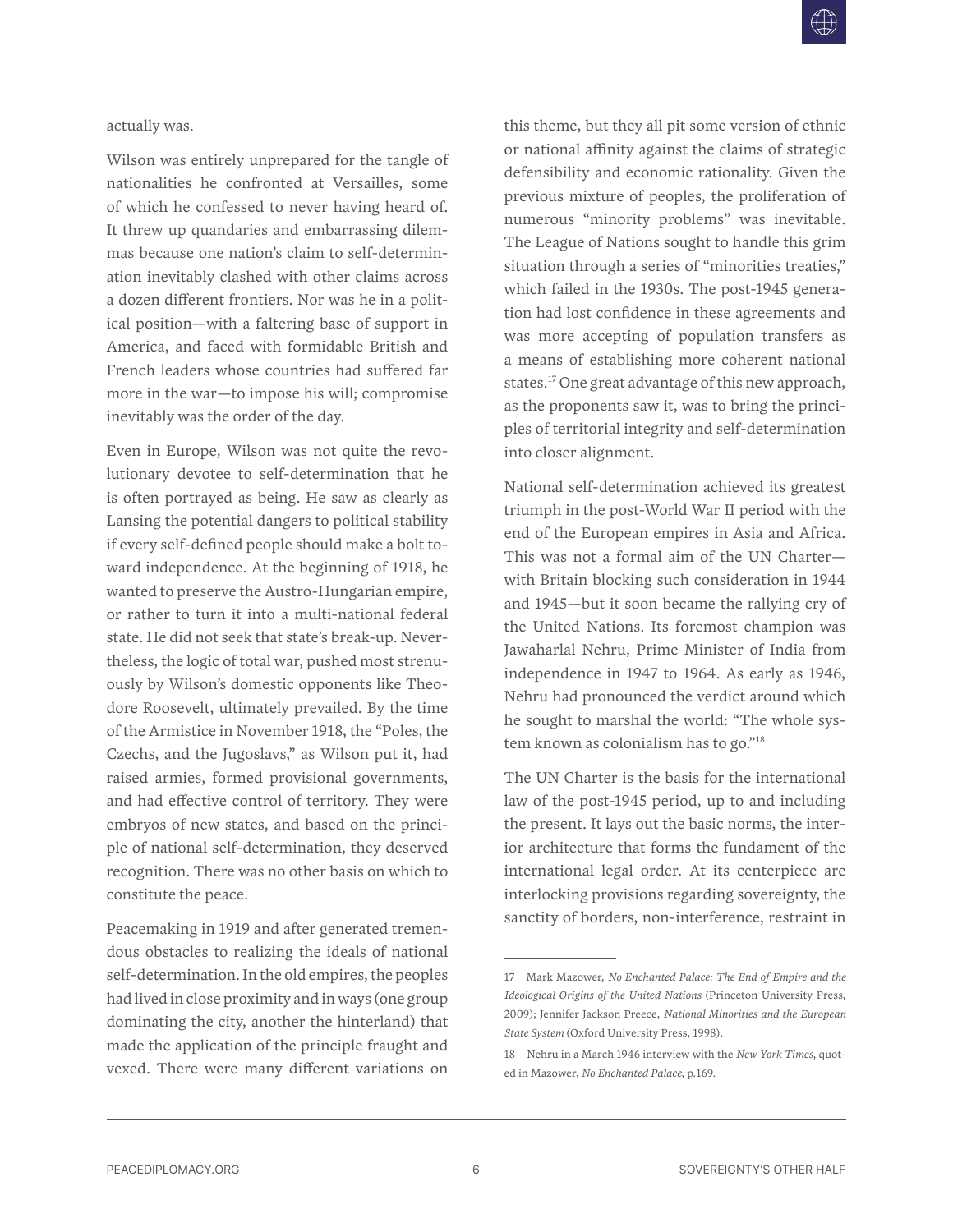actually was.

Wilson was entirely unprepared for the tangle of nationalities he confronted at Versailles, some of which he confessed to never having heard of. It threw up quandaries and embarrassing dilemmas because one nation's claim to self-determination inevitably clashed with other claims across a dozen different frontiers. Nor was he in a political position—with a faltering base of support in America, and faced with formidable British and French leaders whose countries had suffered far more in the war—to impose his will; compromise inevitably was the order of the day.

Even in Europe, Wilson was not quite the revolutionary devotee to self-determination that he is often portrayed as being. He saw as clearly as Lansing the potential dangers to political stability if every self-defined people should make a bolt toward independence. At the beginning of 1918, he wanted to preserve the Austro-Hungarian empire, or rather to turn it into a multi-national federal state. He did not seek that state's break-up. Nevertheless, the logic of total war, pushed most strenuously by Wilson's domestic opponents like Theodore Roosevelt, ultimately prevailed. By the time of the Armistice in November 1918, the "Poles, the Czechs, and the Jugoslavs," as Wilson put it, had raised armies, formed provisional governments, and had effective control of territory. They were embryos of new states, and based on the principle of national self-determination, they deserved recognition. There was no other basis on which to constitute the peace.

Peacemaking in 1919 and after generated tremendous obstacles to realizing the ideals of national self-determination. In the old empires, the peoples had lived in close proximity and in ways (one group dominating the city, another the hinterland) that made the application of the principle fraught and vexed. There were many different variations on this theme, but they all pit some version of ethnic or national affinity against the claims of strategic defensibility and economic rationality. Given the previous mixture of peoples, the proliferation of numerous "minority problems" was inevitable. The League of Nations sought to handle this grim situation through a series of "minorities treaties," which failed in the 1930s. The post-1945 generation had lost confidence in these agreements and was more accepting of population transfers as a means of establishing more coherent national states.[17] One great advantage of this new approach, as the proponents saw it, was to bring the principles of territorial integrity and self-determination into closer alignment.

National self-determination achieved its greatest triumph in the post-World War II period with the end of the European empires in Asia and Africa. This was not a formal aim of the UN Charter—with Britain blocking such consideration in 1944 and 1945—but it soon became the rallying cry of the United Nations. Its foremost champion was Jawaharlal Nehru, Prime Minister of India from independence in 1947 to 1964. As early as 1946, Nehru had pronounced the verdict around which he sought to marshal the world: "The whole system known as colonialism has to go."[18]

The UN Charter is the basis for the international law of the post-1945 period, up to and including the present. It lays out the basic norms, the interior architecture that forms the fundament of the international legal order. At its centerpiece are interlocking provisions regarding sovereignty, the sanctity of borders, non-interference, restraint in

---

17 Mark Mazower, *No Enchanted Palace: The End of Empire and the Ideological Origins of the United Nations* (Princeton University Press, 2009); Jennifer Jackson Preece, *National Minorities and the European State System* (Oxford University Press, 1998).

18 Nehru in a March 1946 interview with the *New York Times*, quoted in Mazower, *No Enchanted Palace*, p.169.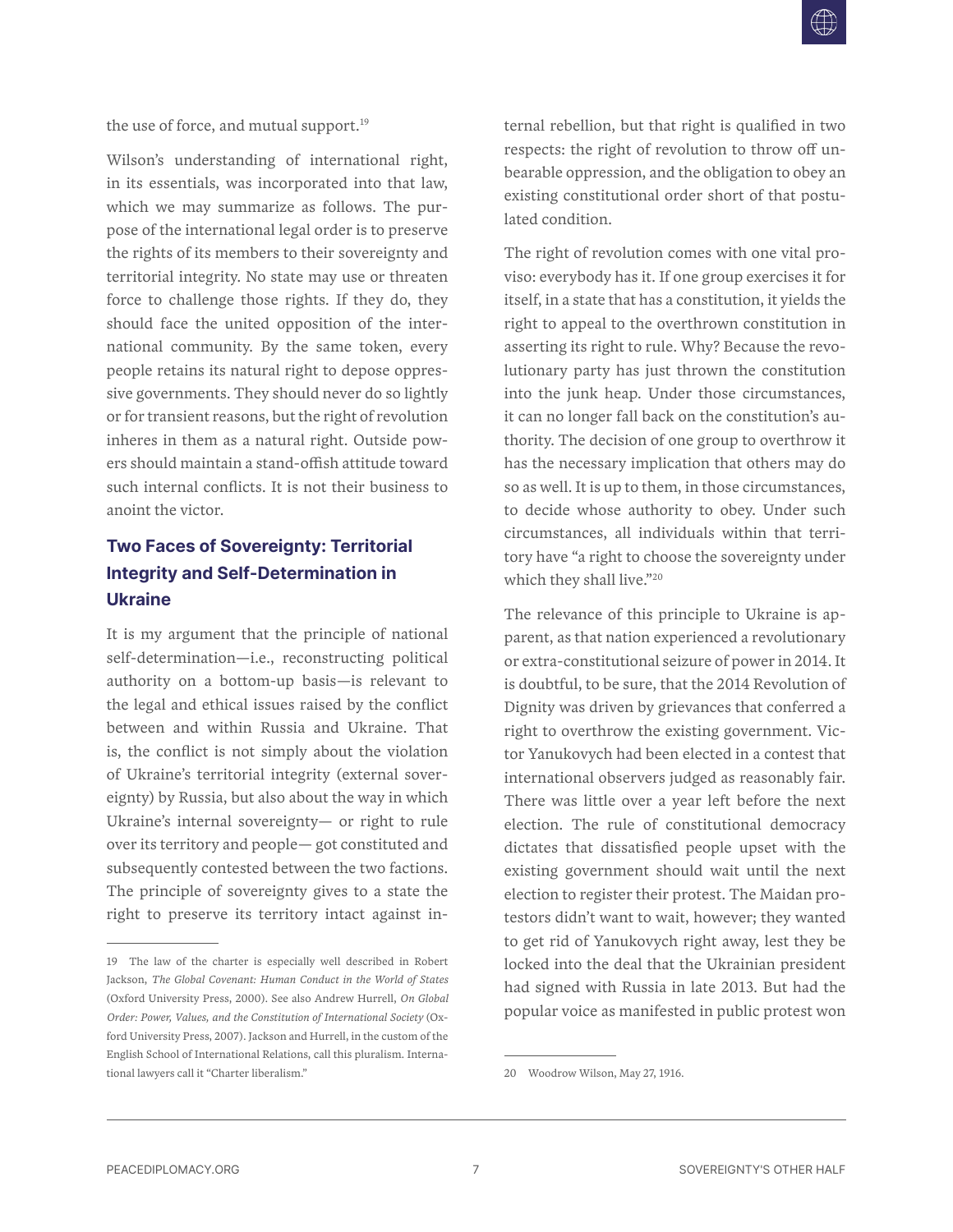the use of force, and mutual support.[19]

Wilson's understanding of international right, in its essentials, was incorporated into that law, which we may summarize as follows. The purpose of the international legal order is to preserve the rights of its members to their sovereignty and territorial integrity. No state may use or threaten force to challenge those rights. If they do, they should face the united opposition of the international community. By the same token, every people retains its natural right to depose oppressive governments. They should never do so lightly or for transient reasons, but the right of revolution inheres in them as a natural right. Outside powers should maintain a stand-offish attitude toward such internal conflicts. It is not their business to anoint the victor.

## Two Faces of Sovereignty: Territorial Integrity and Self-Determination in Ukraine

It is my argument that the principle of national self-determination—i.e., reconstructing political authority on a bottom-up basis—is relevant to the legal and ethical issues raised by the conflict between and within Russia and Ukraine. That is, the conflict is not simply about the violation of Ukraine's territorial integrity (external sovereignty) by Russia, but also about the way in which Ukraine's internal sovereignty— or right to rule over its territory and people— got constituted and subsequently contested between the two factions. The principle of sovereignty gives to a state the right to preserve its territory intact against internal rebellion, but that right is qualified in two respects: the right of revolution to throw off unbearable oppression, and the obligation to obey an existing constitutional order short of that postulated condition.

The right of revolution comes with one vital proviso: everybody has it. If one group exercises it for itself, in a state that has a constitution, it yields the right to appeal to the overthrown constitution in asserting its right to rule. Why? Because the revolutionary party has just thrown the constitution into the junk heap. Under those circumstances, it can no longer fall back on the constitution's authority. The decision of one group to overthrow it has the necessary implication that others may do so as well. It is up to them, in those circumstances, to decide whose authority to obey. Under such circumstances, all individuals within that territory have "a right to choose the sovereignty under which they shall live."[20]

The relevance of this principle to Ukraine is apparent, as that nation experienced a revolutionary or extra-constitutional seizure of power in 2014. It is doubtful, to be sure, that the 2014 Revolution of Dignity was driven by grievances that conferred a right to overthrow the existing government. Victor Yanukovych had been elected in a contest that international observers judged as reasonably fair. There was little over a year left before the next election. The rule of constitutional democracy dictates that dissatisfied people upset with the existing government should wait until the next election to register their protest. The Maidan protestors didn't want to wait, however; they wanted to get rid of Yanukovych right away, lest they be locked into the deal that the Ukrainian president had signed with Russia in late 2013. But had the popular voice as manifested in public protest won

---

19 The law of the charter is especially well described in Robert Jackson, *The Global Covenant: Human Conduct in the World of States* (Oxford University Press, 2000). See also Andrew Hurrell, *On Global Order: Power, Values, and the Constitution of International Society* (Oxford University Press, 2007). Jackson and Hurrell, in the custom of the English School of International Relations, call this pluralism. International lawyers call it "Charter liberalism."

20 Woodrow Wilson, May 27, 1916.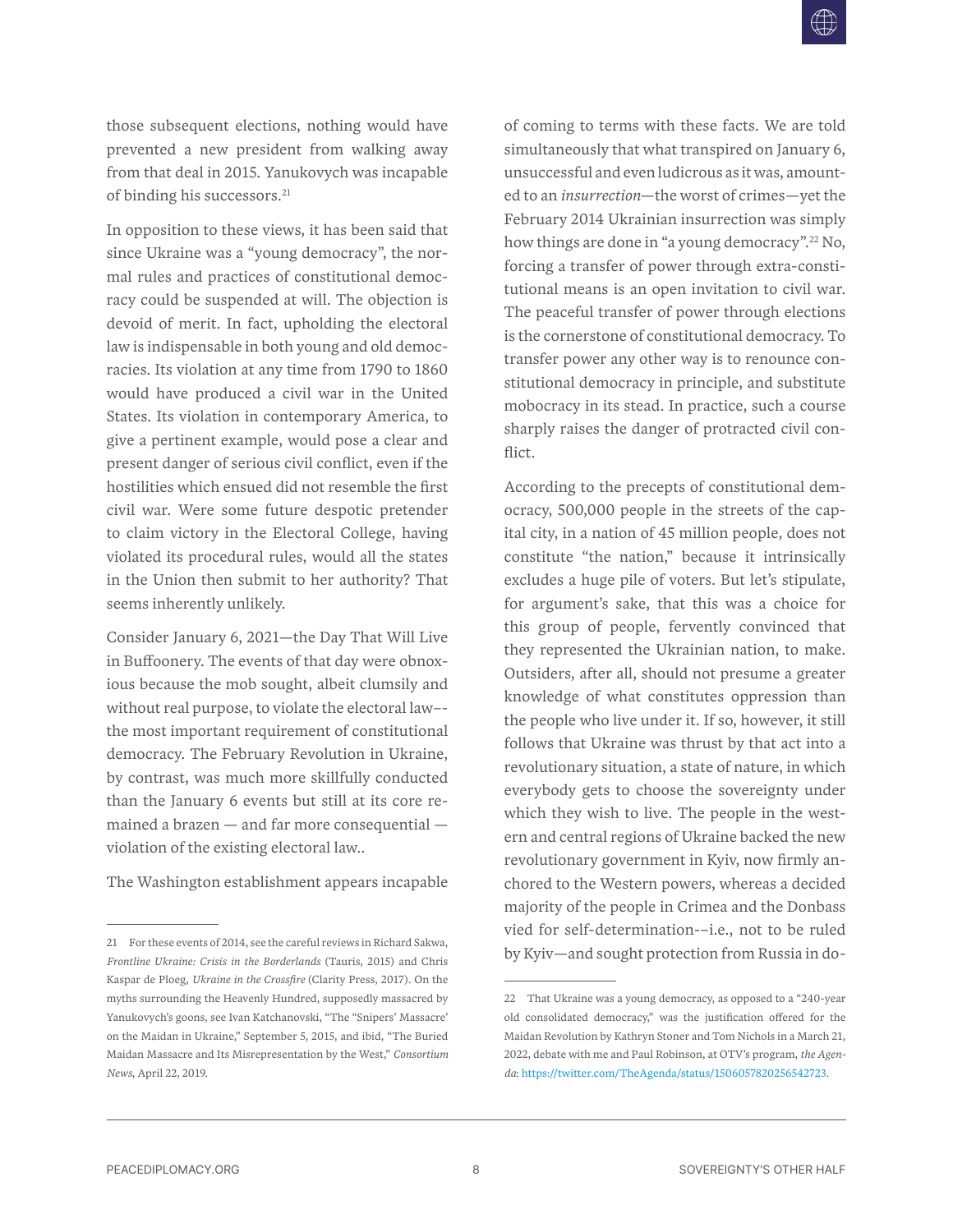those subsequent elections, nothing would have prevented a new president from walking away from that deal in 2015. Yanukovych was incapable of binding his successors.[21]

In opposition to these views, it has been said that since Ukraine was a "young democracy", the normal rules and practices of constitutional democracy could be suspended at will. The objection is devoid of merit. In fact, upholding the electoral law is indispensable in both young and old democracies. Its violation at any time from 1790 to 1860 would have produced a civil war in the United States. Its violation in contemporary America, to give a pertinent example, would pose a clear and present danger of serious civil conflict, even if the hostilities which ensued did not resemble the first civil war. Were some future despotic pretender to claim victory in the Electoral College, having violated its procedural rules, would all the states in the Union then submit to her authority? That seems inherently unlikely.

Consider January 6, 2021—the Day That Will Live in Buffoonery. The events of that day were obnoxious because the mob sought, albeit clumsily and without real purpose, to violate the electoral law–-the most important requirement of constitutional democracy. The February Revolution in Ukraine, by contrast, was much more skillfully conducted than the January 6 events but still at its core remained a brazen — and far more consequential — violation of the existing electoral law..

The Washington establishment appears incapable of coming to terms with these facts. We are told simultaneously that what transpired on January 6, unsuccessful and even ludicrous as it was, amounted to an *insurrection*—the worst of crimes—yet the February 2014 Ukrainian insurrection was simply how things are done in "a young democracy".[22] No, forcing a transfer of power through extra-constitutional means is an open invitation to civil war. The peaceful transfer of power through elections is the cornerstone of constitutional democracy. To transfer power any other way is to renounce constitutional democracy in principle, and substitute mobocracy in its stead. In practice, such a course sharply raises the danger of protracted civil conflict.

According to the precepts of constitutional democracy, 500,000 people in the streets of the capital city, in a nation of 45 million people, does not constitute "the nation," because it intrinsically excludes a huge pile of voters. But let's stipulate, for argument's sake, that this was a choice for this group of people, fervently convinced that they represented the Ukrainian nation, to make. Outsiders, after all, should not presume a greater knowledge of what constitutes oppression than the people who live under it. If so, however, it still follows that Ukraine was thrust by that act into a revolutionary situation, a state of nature, in which everybody gets to choose the sovereignty under which they wish to live. The people in the western and central regions of Ukraine backed the new revolutionary government in Kyiv, now firmly anchored to the Western powers, whereas a decided majority of the people in Crimea and the Donbass vied for self-determination-–i.e., not to be ruled by Kyiv—and sought protection from Russia in do-

---

21 For these events of 2014, see the careful reviews in Richard Sakwa, *Frontline Ukraine: Crisis in the Borderlands* (Tauris, 2015) and Chris Kaspar de Ploeg, *Ukraine in the Crossfire* (Clarity Press, 2017). On the myths surrounding the Heavenly Hundred, supposedly massacred by Yanukovych's goons, see Ivan Katchanovski, "The "Snipers' Massacre' on the Maidan in Ukraine," September 5, 2015, and ibid, "The Buried Maidan Massacre and Its Misrepresentation by the West," *Consortium News*, April 22, 2019.

22 That Ukraine was a young democracy, as opposed to a "240-year old consolidated democracy," was the justification offered for the Maidan Revolution by Kathryn Stoner and Tom Nichols in a March 21, 2022, debate with me and Paul Robinson, at OTV's program, *the Agenda*: https://twitter.com/TheAgenda/status/1506057820256542723.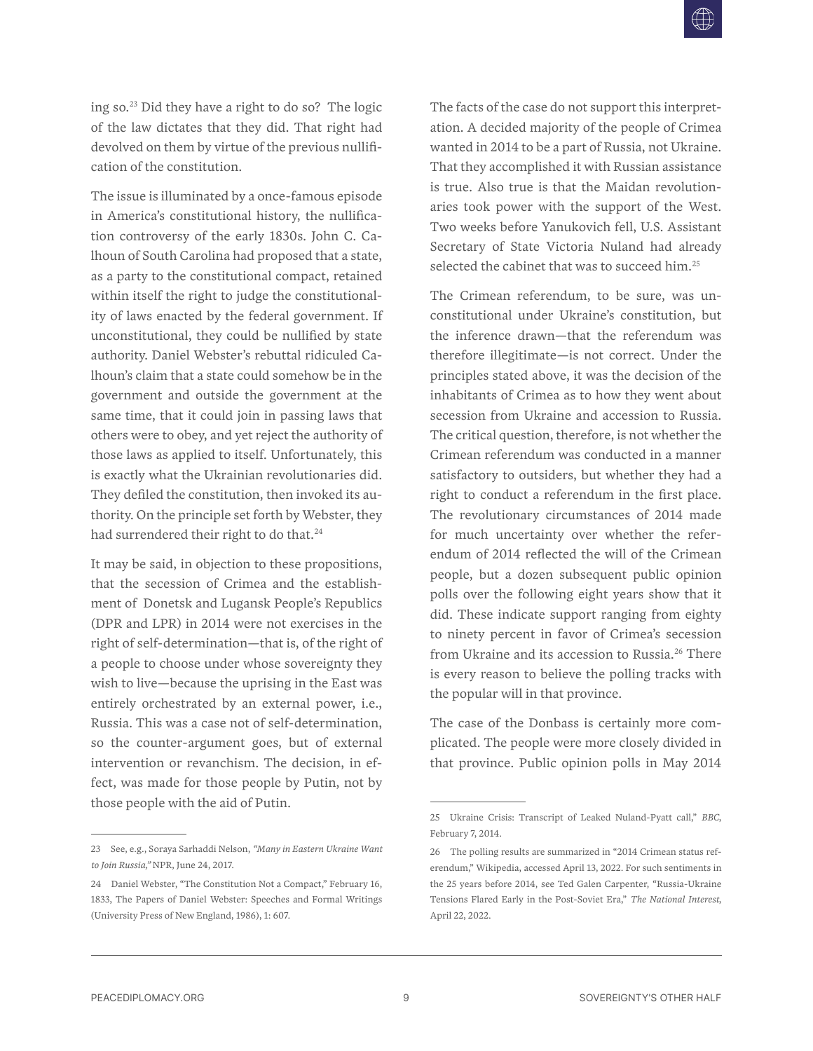ing so.[23] Did they have a right to do so? The logic of the law dictates that they did. That right had devolved on them by virtue of the previous nullification of the constitution.

The issue is illuminated by a once-famous episode in America's constitutional history, the nullification controversy of the early 1830s. John C. Calhoun of South Carolina had proposed that a state, as a party to the constitutional compact, retained within itself the right to judge the constitutionality of laws enacted by the federal government. If unconstitutional, they could be nullified by state authority. Daniel Webster's rebuttal ridiculed Calhoun's claim that a state could somehow be in the government and outside the government at the same time, that it could join in passing laws that others were to obey, and yet reject the authority of those laws as applied to itself. Unfortunately, this is exactly what the Ukrainian revolutionaries did. They defiled the constitution, then invoked its authority. On the principle set forth by Webster, they had surrendered their right to do that.[24]

It may be said, in objection to these propositions, that the secession of Crimea and the establishment of Donetsk and Lugansk People's Republics (DPR and LPR) in 2014 were not exercises in the right of self-determination—that is, of the right of a people to choose under whose sovereignty they wish to live—because the uprising in the East was entirely orchestrated by an external power, i.e., Russia. This was a case not of self-determination, so the counter-argument goes, but of external intervention or revanchism. The decision, in effect, was made for those people by Putin, not by those people with the aid of Putin.

The facts of the case do not support this interpretation. A decided majority of the people of Crimea wanted in 2014 to be a part of Russia, not Ukraine. That they accomplished it with Russian assistance is true. Also true is that the Maidan revolutionaries took power with the support of the West. Two weeks before Yanukovich fell, U.S. Assistant Secretary of State Victoria Nuland had already selected the cabinet that was to succeed him.[25]

The Crimean referendum, to be sure, was unconstitutional under Ukraine's constitution, but the inference drawn—that the referendum was therefore illegitimate—is not correct. Under the principles stated above, it was the decision of the inhabitants of Crimea as to how they went about secession from Ukraine and accession to Russia. The critical question, therefore, is not whether the Crimean referendum was conducted in a manner satisfactory to outsiders, but whether they had a right to conduct a referendum in the first place. The revolutionary circumstances of 2014 made for much uncertainty over whether the referendum of 2014 reflected the will of the Crimean people, but a dozen subsequent public opinion polls over the following eight years show that it did. These indicate support ranging from eighty to ninety percent in favor of Crimea's secession from Ukraine and its accession to Russia.[26] There is every reason to believe the polling tracks with the popular will in that province.

The case of the Donbass is certainly more complicated. The people were more closely divided in that province. Public opinion polls in May 2014

---

23 See, e.g., Soraya Sarhaddi Nelson, *"Many in Eastern Ukraine Want to Join Russia,"* NPR, June 24, 2017.

24 Daniel Webster, "The Constitution Not a Compact," February 16, 1833, The Papers of Daniel Webster: Speeches and Formal Writings (University Press of New England, 1986), 1: 607.

25 Ukraine Crisis: Transcript of Leaked Nuland-Pyatt call," *BBC*, February 7, 2014.

26 The polling results are summarized in "2014 Crimean status referendum," Wikipedia, accessed April 13, 2022. For such sentiments in the 25 years before 2014, see Ted Galen Carpenter, "Russia-Ukraine Tensions Flared Early in the Post-Soviet Era," *The National Interest*, April 22, 2022.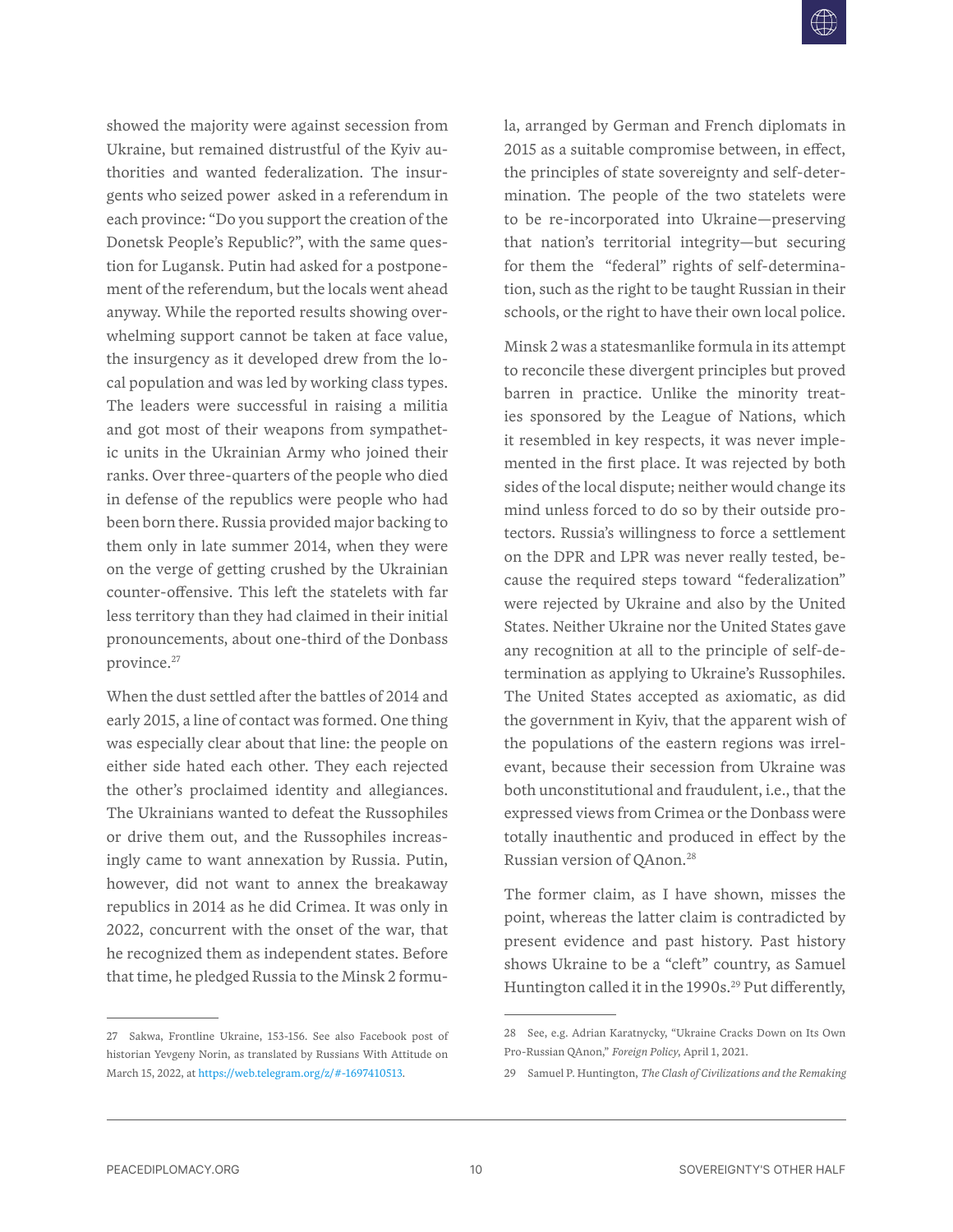showed the majority were against secession from Ukraine, but remained distrustful of the Kyiv authorities and wanted federalization. The insurgents who seized power asked in a referendum in each province: "Do you support the creation of the Donetsk People's Republic?", with the same question for Lugansk. Putin had asked for a postponement of the referendum, but the locals went ahead anyway. While the reported results showing overwhelming support cannot be taken at face value, the insurgency as it developed drew from the local population and was led by working class types. The leaders were successful in raising a militia and got most of their weapons from sympathetic units in the Ukrainian Army who joined their ranks. Over three-quarters of the people who died in defense of the republics were people who had been born there. Russia provided major backing to them only in late summer 2014, when they were on the verge of getting crushed by the Ukrainian counter-offensive. This left the statelets with far less territory than they had claimed in their initial pronouncements, about one-third of the Donbass province.[27]

When the dust settled after the battles of 2014 and early 2015, a line of contact was formed. One thing was especially clear about that line: the people on either side hated each other. They each rejected the other's proclaimed identity and allegiances. The Ukrainians wanted to defeat the Russophiles or drive them out, and the Russophiles increasingly came to want annexation by Russia. Putin, however, did not want to annex the breakaway republics in 2014 as he did Crimea. It was only in 2022, concurrent with the onset of the war, that he recognized them as independent states. Before that time, he pledged Russia to the Minsk 2 formula, arranged by German and French diplomats in 2015 as a suitable compromise between, in effect, the principles of state sovereignty and self-determination. The people of the two statelets were to be re-incorporated into Ukraine—preserving that nation's territorial integrity—but securing for them the "federal" rights of self-determination, such as the right to be taught Russian in their schools, or the right to have their own local police.

Minsk 2 was a statesmanlike formula in its attempt to reconcile these divergent principles but proved barren in practice. Unlike the minority treaties sponsored by the League of Nations, which it resembled in key respects, it was never implemented in the first place. It was rejected by both sides of the local dispute; neither would change its mind unless forced to do so by their outside protectors. Russia's willingness to force a settlement on the DPR and LPR was never really tested, because the required steps toward "federalization" were rejected by Ukraine and also by the United States. Neither Ukraine nor the United States gave any recognition at all to the principle of self-determination as applying to Ukraine's Russophiles. The United States accepted as axiomatic, as did the government in Kyiv, that the apparent wish of the populations of the eastern regions was irrelevant, because their secession from Ukraine was both unconstitutional and fraudulent, i.e., that the expressed views from Crimea or the Donbass were totally inauthentic and produced in effect by the Russian version of QAnon.[28]

The former claim, as I have shown, misses the point, whereas the latter claim is contradicted by present evidence and past history. Past history shows Ukraine to be a "cleft" country, as Samuel Huntington called it in the 1990s.[29] Put differently,

---

27 Sakwa, Frontline Ukraine, 153-156. See also Facebook post of historian Yevgeny Norin, as translated by Russians With Attitude on March 15, 2022, at https://web.telegram.org/z/#-1697410513.

28 See, e.g. Adrian Karatnycky, "Ukraine Cracks Down on Its Own Pro-Russian QAnon," *Foreign Policy*, April 1, 2021.

29 Samuel P. Huntington, *The Clash of Civilizations and the Remaking*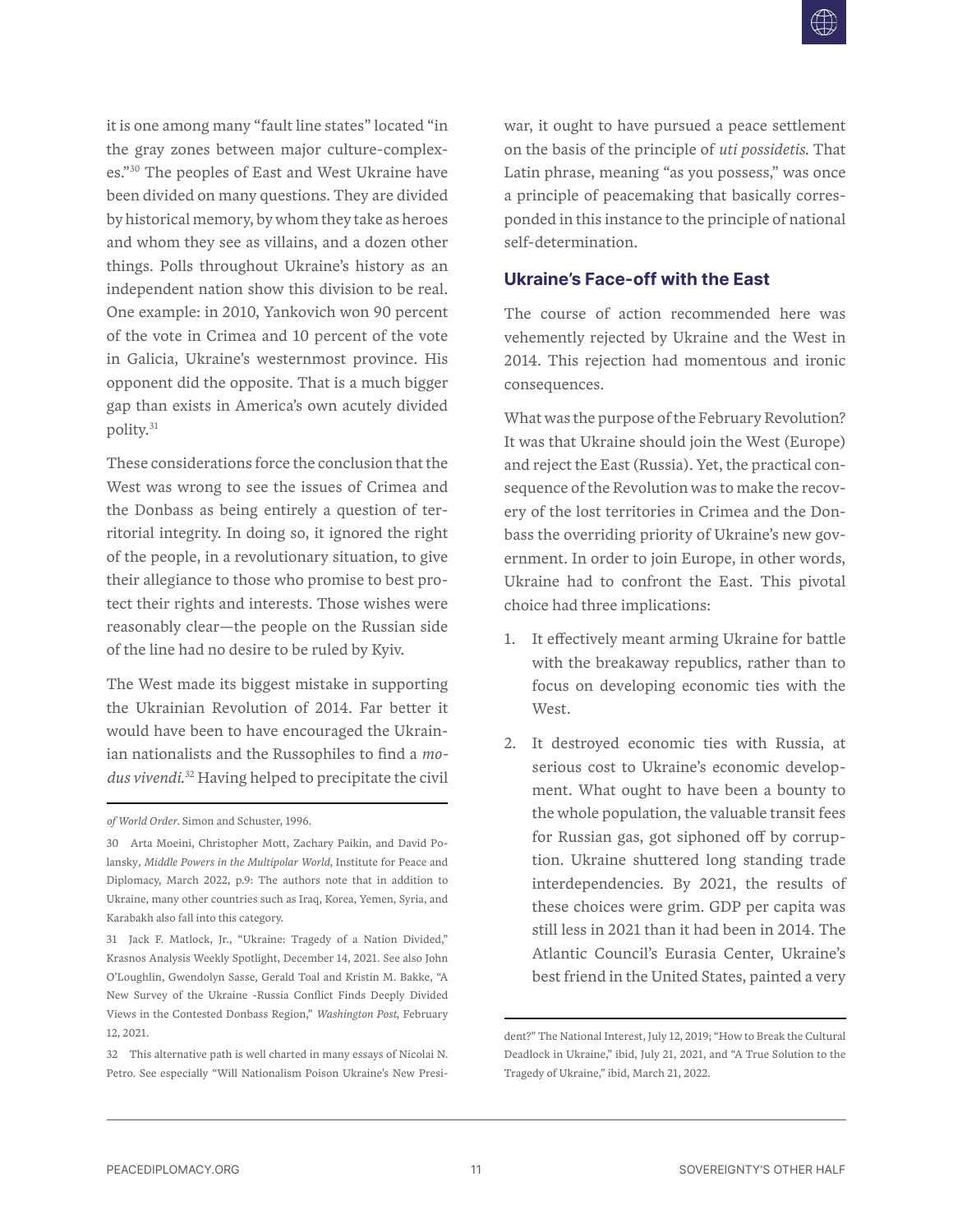it is one among many "fault line states" located "in the gray zones between major culture-complexes."[30] The peoples of East and West Ukraine have been divided on many questions. They are divided by historical memory, by whom they take as heroes and whom they see as villains, and a dozen other things. Polls throughout Ukraine's history as an independent nation show this division to be real. One example: in 2010, Yankovich won 90 percent of the vote in Crimea and 10 percent of the vote in Galicia, Ukraine's westernmost province. His opponent did the opposite. That is a much bigger gap than exists in America's own acutely divided polity.[31]

These considerations force the conclusion that the West was wrong to see the issues of Crimea and the Donbass as being entirely a question of territorial integrity. In doing so, it ignored the right of the people, in a revolutionary situation, to give their allegiance to those who promise to best protect their rights and interests. Those wishes were reasonably clear—the people on the Russian side of the line had no desire to be ruled by Kyiv.

The West made its biggest mistake in supporting the Ukrainian Revolution of 2014. Far better it would have been to have encouraged the Ukrainian nationalists and the Russophiles to find a *modus vivendi.*[32] Having helped to precipitate the civil war, it ought to have pursued a peace settlement on the basis of the principle of *uti possidetis.* That Latin phrase, meaning "as you possess," was once a principle of peacemaking that basically corresponded in this instance to the principle of national self-determination.

## Ukraine's Face-off with the East

The course of action recommended here was vehemently rejected by Ukraine and the West in 2014. This rejection had momentous and ironic consequences.

What was the purpose of the February Revolution? It was that Ukraine should join the West (Europe) and reject the East (Russia). Yet, the practical consequence of the Revolution was to make the recovery of the lost territories in Crimea and the Donbass the overriding priority of Ukraine's new government. In order to join Europe, in other words, Ukraine had to confront the East. This pivotal choice had three implications:

1. It effectively meant arming Ukraine for battle with the breakaway republics, rather than to focus on developing economic ties with the West.
2. It destroyed economic ties with Russia, at serious cost to Ukraine's economic development. What ought to have been a bounty to the whole population, the valuable transit fees for Russian gas, got siphoned off by corruption. Ukraine shuttered long standing trade interdependencies. By 2021, the results of these choices were grim. GDP per capita was still less in 2021 than it had been in 2014. The Atlantic Council's Eurasia Center, Ukraine's best friend in the United States, painted a very

---

*of World Order*. Simon and Schuster, 1996.

30 Arta Moeini, Christopher Mott, Zachary Paikin, and David Polansky, *Middle Powers in the Multipolar World,* Institute for Peace and Diplomacy, March 2022, p.9: The authors note that in addition to Ukraine, many other countries such as Iraq, Korea, Yemen, Syria, and Karabakh also fall into this category.

31 Jack F. Matlock, Jr., "Ukraine: Tragedy of a Nation Divided," Krasnos Analysis Weekly Spotlight, December 14, 2021. See also John O'Loughlin, Gwendolyn Sasse, Gerald Toal and Kristin M. Bakke, "A New Survey of the Ukraine -Russia Conflict Finds Deeply Divided Views in the Contested Donbass Region," *Washington Post*, February 12, 2021.

32 This alternative path is well charted in many essays of Nicolai N. Petro. See especially "Will Nationalism Poison Ukraine's New President?" The National Interest, July 12, 2019; "How to Break the Cultural Deadlock in Ukraine," ibid, July 21, 2021, and "A True Solution to the Tragedy of Ukraine," ibid, March 21, 2022.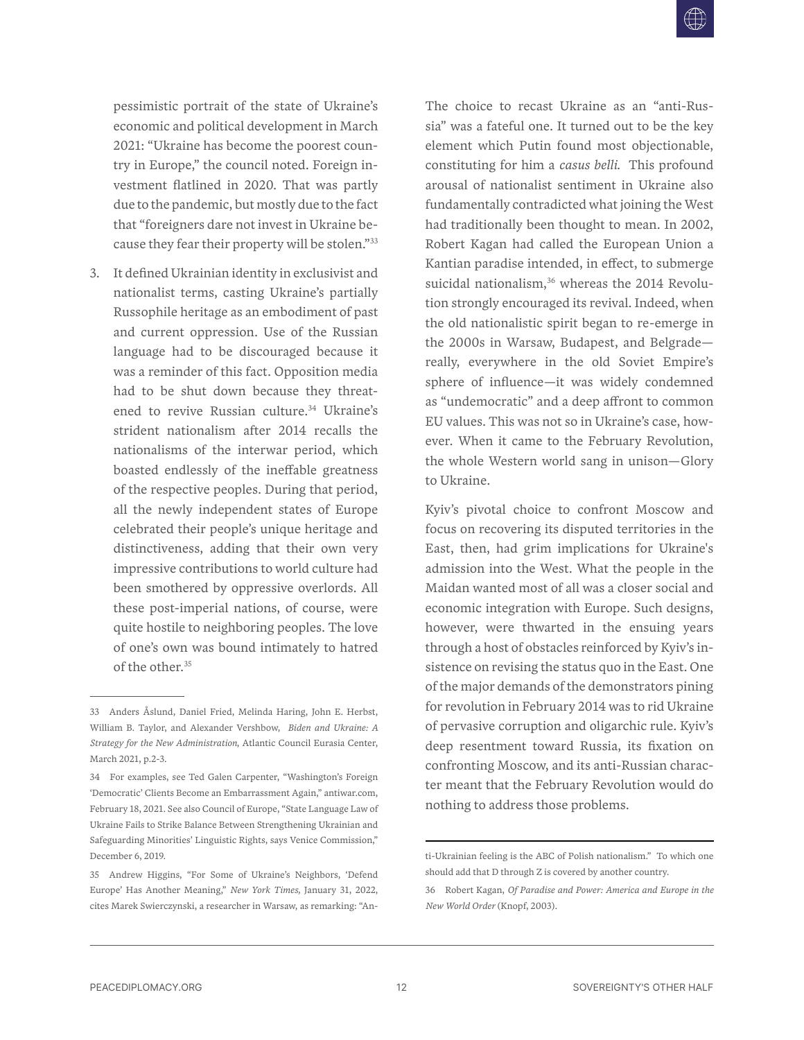pessimistic portrait of the state of Ukraine's economic and political development in March 2021: "Ukraine has become the poorest country in Europe," the council noted. Foreign investment flatlined in 2020. That was partly due to the pandemic, but mostly due to the fact that "foreigners dare not invest in Ukraine because they fear their property will be stolen."[33]

3. It defined Ukrainian identity in exclusivist and nationalist terms, casting Ukraine's partially Russophile heritage as an embodiment of past and current oppression. Use of the Russian language had to be discouraged because it was a reminder of this fact. Opposition media had to be shut down because they threatened to revive Russian culture.[34] Ukraine's strident nationalism after 2014 recalls the nationalisms of the interwar period, which boasted endlessly of the ineffable greatness of the respective peoples. During that period, all the newly independent states of Europe celebrated their people's unique heritage and distinctiveness, adding that their own very impressive contributions to world culture had been smothered by oppressive overlords. All these post-imperial nations, of course, were quite hostile to neighboring peoples. The love of one's own was bound intimately to hatred of the other.[35]

The choice to recast Ukraine as an "anti-Russia" was a fateful one. It turned out to be the key element which Putin found most objectionable, constituting for him a *casus belli.* This profound arousal of nationalist sentiment in Ukraine also fundamentally contradicted what joining the West had traditionally been thought to mean. In 2002, Robert Kagan had called the European Union a Kantian paradise intended, in effect, to submerge suicidal nationalism,[36] whereas the 2014 Revolution strongly encouraged its revival. Indeed, when the old nationalistic spirit began to re-emerge in the 2000s in Warsaw, Budapest, and Belgrade—really, everywhere in the old Soviet Empire's sphere of influence—it was widely condemned as "undemocratic" and a deep affront to common EU values. This was not so in Ukraine's case, however. When it came to the February Revolution, the whole Western world sang in unison—Glory to Ukraine.

Kyiv's pivotal choice to confront Moscow and focus on recovering its disputed territories in the East, then, had grim implications for Ukraine's admission into the West. What the people in the Maidan wanted most of all was a closer social and economic integration with Europe. Such designs, however, were thwarted in the ensuing years through a host of obstacles reinforced by Kyiv's insistence on revising the status quo in the East. One of the major demands of the demonstrators pining for revolution in February 2014 was to rid Ukraine of pervasive corruption and oligarchic rule. Kyiv's deep resentment toward Russia, its fixation on confronting Moscow, and its anti-Russian character meant that the February Revolution would do nothing to address those problems.

---

33 Anders Åslund, Daniel Fried, Melinda Haring, John E. Herbst, William B. Taylor, and Alexander Vershbow, *Biden and Ukraine: A Strategy for the New Administration,* Atlantic Council Eurasia Center, March 2021, p.2-3.

34 For examples, see Ted Galen Carpenter, "Washington's Foreign 'Democratic' Clients Become an Embarrassment Again," antiwar.com, February 18, 2021. See also Council of Europe, "State Language Law of Ukraine Fails to Strike Balance Between Strengthening Ukrainian and Safeguarding Minorities' Linguistic Rights, says Venice Commission," December 6, 2019.

35 Andrew Higgins, "For Some of Ukraine's Neighbors, 'Defend Europe' Has Another Meaning," *New York Times,* January 31, 2022, cites Marek Swierczynski, a researcher in Warsaw, as remarking: "Anti-Ukrainian feeling is the ABC of Polish nationalism." To which one should add that D through Z is covered by another country.

36 Robert Kagan, *Of Paradise and Power: America and Europe in the New World Order* (Knopf, 2003).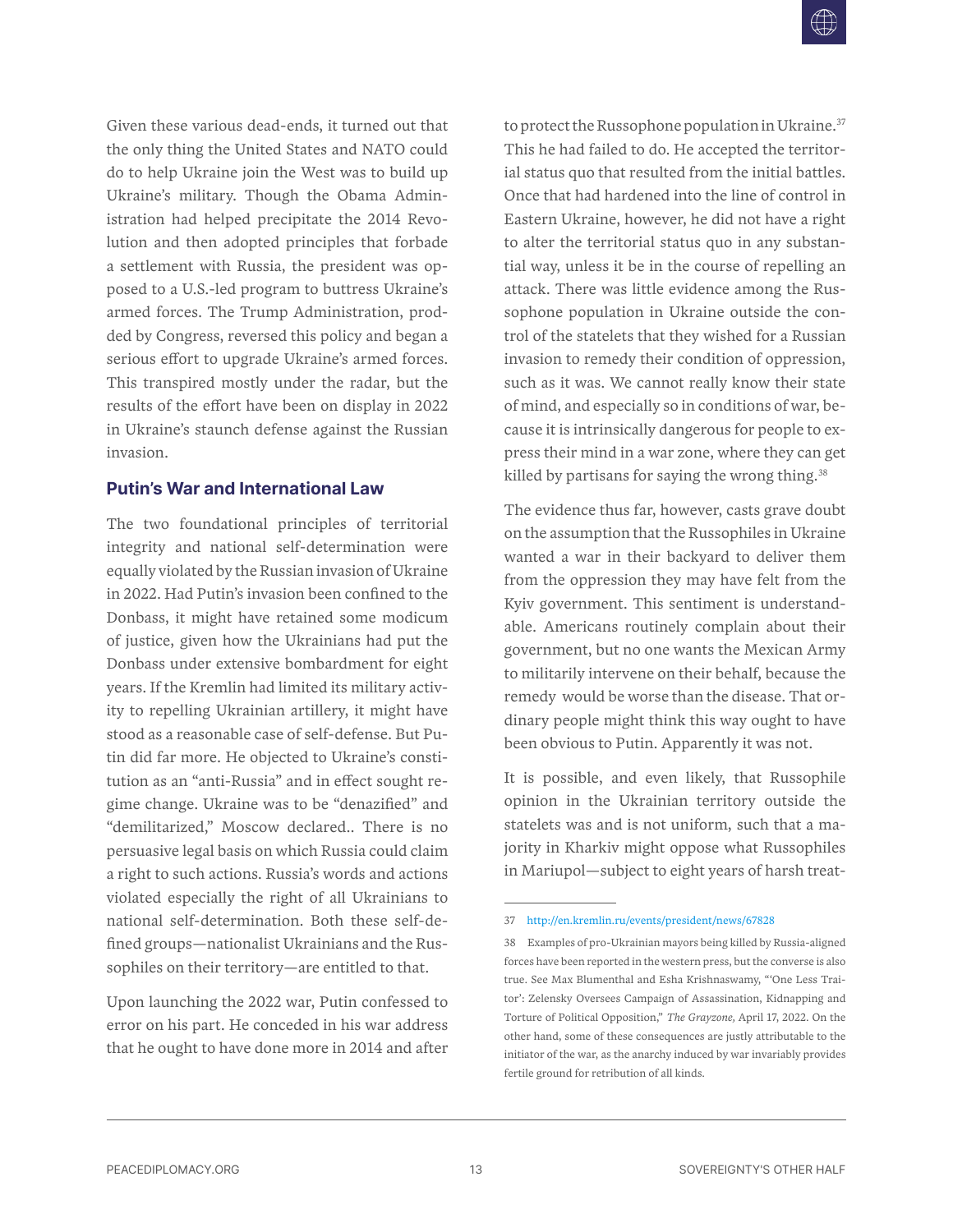Given these various dead-ends, it turned out that the only thing the United States and NATO could do to help Ukraine join the West was to build up Ukraine's military. Though the Obama Administration had helped precipitate the 2014 Revolution and then adopted principles that forbade a settlement with Russia, the president was opposed to a U.S.-led program to buttress Ukraine's armed forces. The Trump Administration, prodded by Congress, reversed this policy and began a serious effort to upgrade Ukraine's armed forces. This transpired mostly under the radar, but the results of the effort have been on display in 2022 in Ukraine's staunch defense against the Russian invasion.

### Putin's War and International Law

The two foundational principles of territorial integrity and national self-determination were equally violated by the Russian invasion of Ukraine in 2022. Had Putin's invasion been confined to the Donbass, it might have retained some modicum of justice, given how the Ukrainians had put the Donbass under extensive bombardment for eight years. If the Kremlin had limited its military activity to repelling Ukrainian artillery, it might have stood as a reasonable case of self-defense. But Putin did far more. He objected to Ukraine's constitution as an "anti-Russia" and in effect sought regime change. Ukraine was to be "denazified" and "demilitarized," Moscow declared.. There is no persuasive legal basis on which Russia could claim a right to such actions. Russia's words and actions violated especially the right of all Ukrainians to national self-determination. Both these self-defined groups—nationalist Ukrainians and the Russophiles on their territory—are entitled to that.

Upon launching the 2022 war, Putin confessed to error on his part. He conceded in his war address that he ought to have done more in 2014 and after to protect the Russophone population in Ukraine.[37] This he had failed to do. He accepted the territorial status quo that resulted from the initial battles. Once that had hardened into the line of control in Eastern Ukraine, however, he did not have a right to alter the territorial status quo in any substantial way, unless it be in the course of repelling an attack. There was little evidence among the Russophone population in Ukraine outside the control of the statelets that they wished for a Russian invasion to remedy their condition of oppression, such as it was. We cannot really know their state of mind, and especially so in conditions of war, because it is intrinsically dangerous for people to express their mind in a war zone, where they can get killed by partisans for saying the wrong thing.[38]

The evidence thus far, however, casts grave doubt on the assumption that the Russophiles in Ukraine wanted a war in their backyard to deliver them from the oppression they may have felt from the Kyiv government. This sentiment is understandable. Americans routinely complain about their government, but no one wants the Mexican Army to militarily intervene on their behalf, because the remedy would be worse than the disease. That ordinary people might think this way ought to have been obvious to Putin. Apparently it was not.

It is possible, and even likely, that Russophile opinion in the Ukrainian territory outside the statelets was and is not uniform, such that a majority in Kharkiv might oppose what Russophiles in Mariupol—subject to eight years of harsh treat-

---

37 http://en.kremlin.ru/events/president/news/67828

38 Examples of pro-Ukrainian mayors being killed by Russia-aligned forces have been reported in the western press, but the converse is also true. See Max Blumenthal and Esha Krishnaswamy, "'One Less Traitor': Zelensky Oversees Campaign of Assassination, Kidnapping and Torture of Political Opposition," *The Grayzone,* April 17, 2022. On the other hand, some of these consequences are justly attributable to the initiator of the war, as the anarchy induced by war invariably provides fertile ground for retribution of all kinds.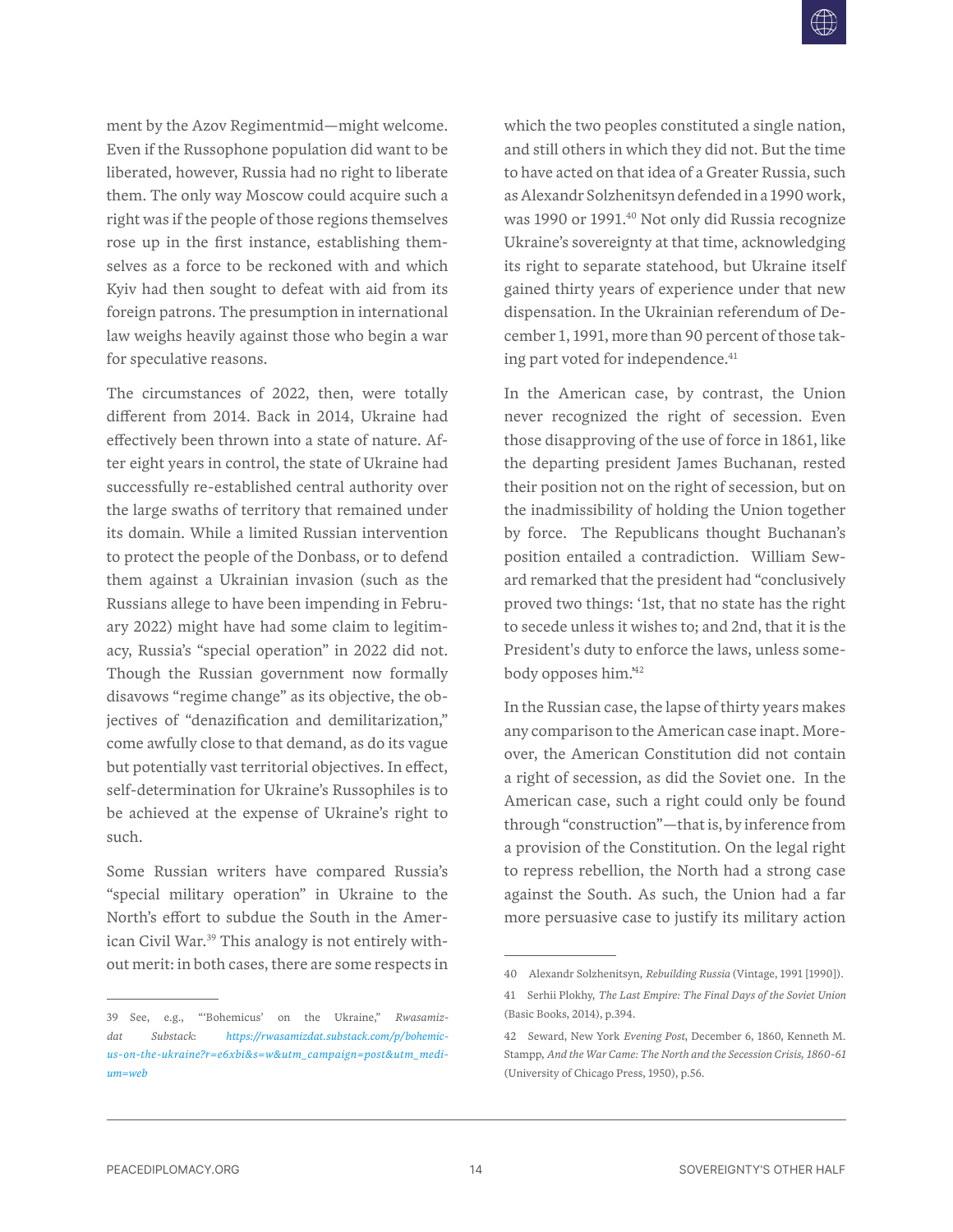ment by the Azov Regimentmid—might welcome. Even if the Russophone population did want to be liberated, however, Russia had no right to liberate them. The only way Moscow could acquire such a right was if the people of those regions themselves rose up in the first instance, establishing themselves as a force to be reckoned with and which Kyiv had then sought to defeat with aid from its foreign patrons. The presumption in international law weighs heavily against those who begin a war for speculative reasons.

The circumstances of 2022, then, were totally different from 2014. Back in 2014, Ukraine had effectively been thrown into a state of nature. After eight years in control, the state of Ukraine had successfully re-established central authority over the large swaths of territory that remained under its domain. While a limited Russian intervention to protect the people of the Donbass, or to defend them against a Ukrainian invasion (such as the Russians allege to have been impending in February 2022) might have had some claim to legitimacy, Russia's "special operation" in 2022 did not. Though the Russian government now formally disavows "regime change" as its objective, the objectives of "denazification and demilitarization," come awfully close to that demand, as do its vague but potentially vast territorial objectives. In effect, self-determination for Ukraine's Russophiles is to be achieved at the expense of Ukraine's right to such.

Some Russian writers have compared Russia's "special military operation" in Ukraine to the North's effort to subdue the South in the American Civil War.[39] This analogy is not entirely without merit: in both cases, there are some respects in which the two peoples constituted a single nation, and still others in which they did not. But the time to have acted on that idea of a Greater Russia, such as Alexandr Solzhenitsyn defended in a 1990 work, was 1990 or 1991.[40] Not only did Russia recognize Ukraine's sovereignty at that time, acknowledging its right to separate statehood, but Ukraine itself gained thirty years of experience under that new dispensation. In the Ukrainian referendum of December 1, 1991, more than 90 percent of those taking part voted for independence.[41]

In the American case, by contrast, the Union never recognized the right of secession. Even those disapproving of the use of force in 1861, like the departing president James Buchanan, rested their position not on the right of secession, but on the inadmissibility of holding the Union together by force. The Republicans thought Buchanan's position entailed a contradiction. William Seward remarked that the president had "conclusively proved two things: '1st, that no state has the right to secede unless it wishes to; and 2nd, that it is the President's duty to enforce the laws, unless somebody opposes him.'[42]

In the Russian case, the lapse of thirty years makes any comparison to the American case inapt. Moreover, the American Constitution did not contain a right of secession, as did the Soviet one. In the American case, such a right could only be found through "construction"—that is, by inference from a provision of the Constitution. On the legal right to repress rebellion, the North had a strong case against the South. As such, the Union had a far more persuasive case to justify its military action

---

39 See, e.g., "'Bohemicus' on the Ukraine," *Rwasamizdat Substack*: *https://rwasamizdat.substack.com/p/bohemicus-on-the-ukraine?r=e6xbi&s=w&utm_campaign=post&utm_medium=web*

40 Alexandr Solzhenitsyn, *Rebuilding Russia* (Vintage, 1991 [1990]).

41 Serhii Plokhy, *The Last Empire: The Final Days of the Soviet Union* (Basic Books, 2014), p.394.

42 Seward, New York *Evening Post*, December 6, 1860, Kenneth M. Stampp, *And the War Came: The North and the Secession Crisis, 1860-61* (University of Chicago Press, 1950), p.56.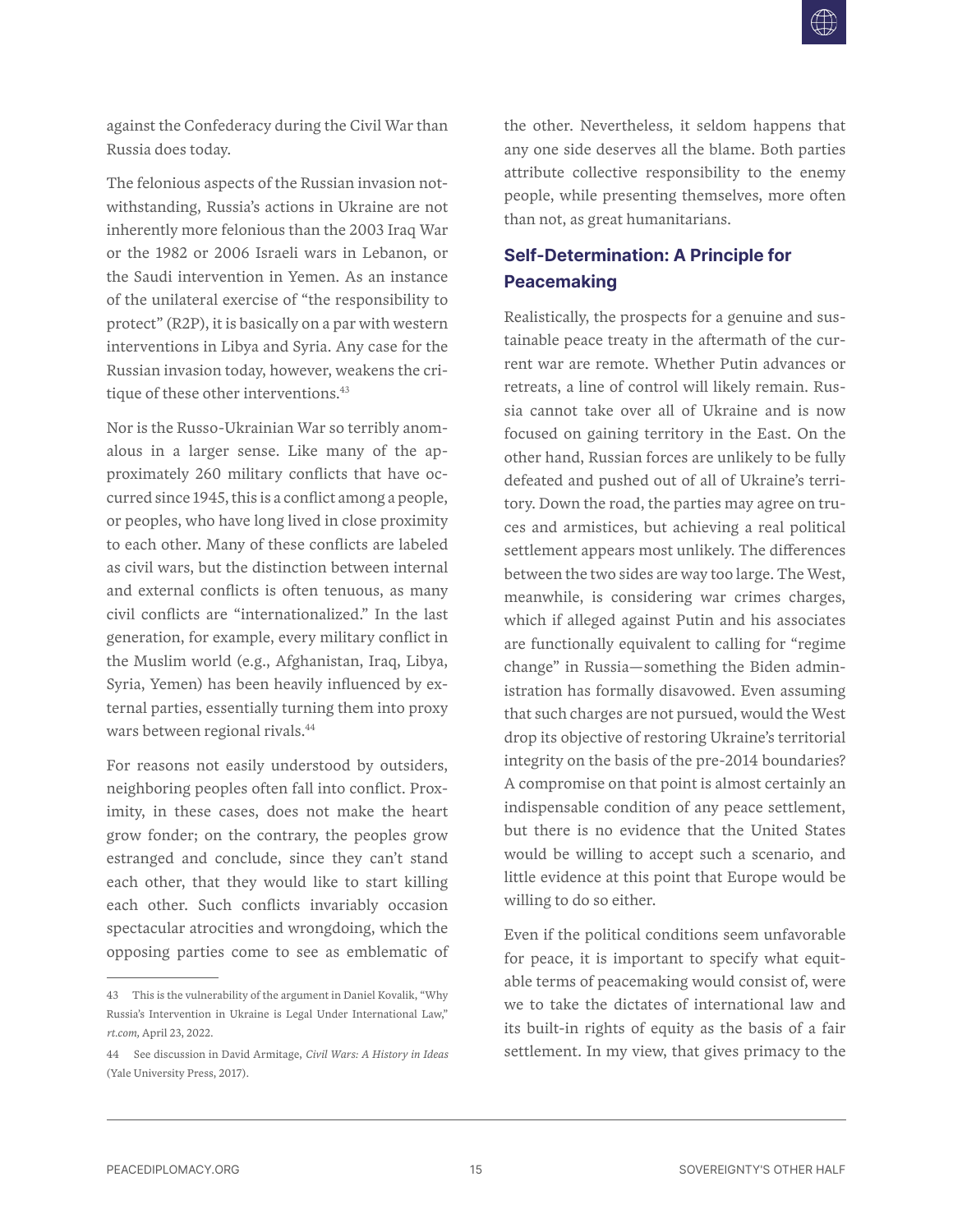against the Confederacy during the Civil War than Russia does today.

The felonious aspects of the Russian invasion notwithstanding, Russia's actions in Ukraine are not inherently more felonious than the 2003 Iraq War or the 1982 or 2006 Israeli wars in Lebanon, or the Saudi intervention in Yemen. As an instance of the unilateral exercise of "the responsibility to protect" (R2P), it is basically on a par with western interventions in Libya and Syria. Any case for the Russian invasion today, however, weakens the critique of these other interventions.[43]

Nor is the Russo-Ukrainian War so terribly anomalous in a larger sense. Like many of the approximately 260 military conflicts that have occurred since 1945, this is a conflict among a people, or peoples, who have long lived in close proximity to each other. Many of these conflicts are labeled as civil wars, but the distinction between internal and external conflicts is often tenuous, as many civil conflicts are "internationalized." In the last generation, for example, every military conflict in the Muslim world (e.g., Afghanistan, Iraq, Libya, Syria, Yemen) has been heavily influenced by external parties, essentially turning them into proxy wars between regional rivals.[44]

For reasons not easily understood by outsiders, neighboring peoples often fall into conflict. Proximity, in these cases, does not make the heart grow fonder; on the contrary, the peoples grow estranged and conclude, since they can't stand each other, that they would like to start killing each other. Such conflicts invariably occasion spectacular atrocities and wrongdoing, which the opposing parties come to see as emblematic of the other. Nevertheless, it seldom happens that any one side deserves all the blame. Both parties attribute collective responsibility to the enemy people, while presenting themselves, more often than not, as great humanitarians.

## Self-Determination: A Principle for Peacemaking

Realistically, the prospects for a genuine and sustainable peace treaty in the aftermath of the current war are remote. Whether Putin advances or retreats, a line of control will likely remain. Russia cannot take over all of Ukraine and is now focused on gaining territory in the East. On the other hand, Russian forces are unlikely to be fully defeated and pushed out of all of Ukraine's territory. Down the road, the parties may agree on truces and armistices, but achieving a real political settlement appears most unlikely. The differences between the two sides are way too large. The West, meanwhile, is considering war crimes charges, which if alleged against Putin and his associates are functionally equivalent to calling for "regime change" in Russia—something the Biden administration has formally disavowed. Even assuming that such charges are not pursued, would the West drop its objective of restoring Ukraine's territorial integrity on the basis of the pre-2014 boundaries? A compromise on that point is almost certainly an indispensable condition of any peace settlement, but there is no evidence that the United States would be willing to accept such a scenario, and little evidence at this point that Europe would be willing to do so either.

Even if the political conditions seem unfavorable for peace, it is important to specify what equitable terms of peacemaking would consist of, were we to take the dictates of international law and its built-in rights of equity as the basis of a fair settlement. In my view, that gives primacy to the

---

43 This is the vulnerability of the argument in Daniel Kovalik, "Why Russia's Intervention in Ukraine is Legal Under International Law," *rt.com,* April 23, 2022.

44 See discussion in David Armitage, *Civil Wars: A History in Ideas* (Yale University Press, 2017).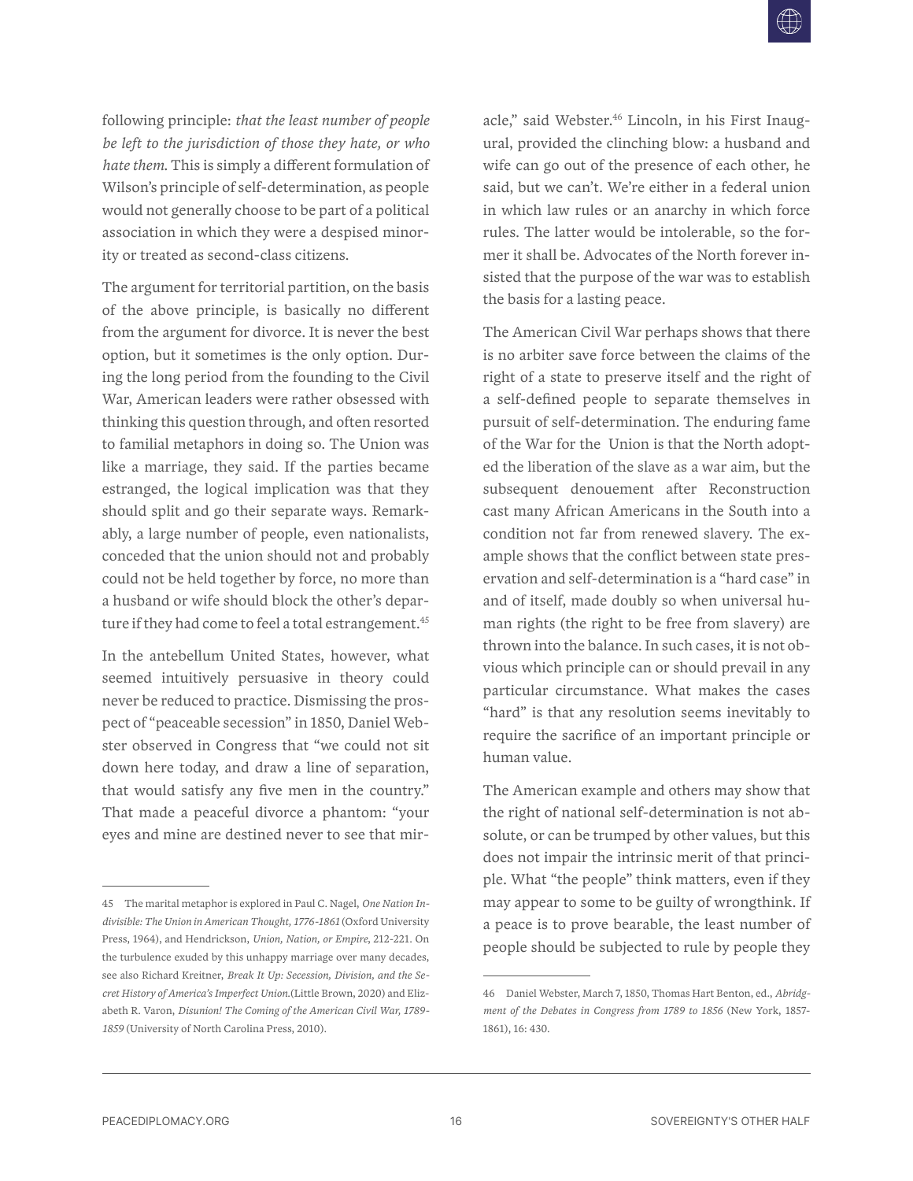following principle: *that the least number of people be left to the jurisdiction of those they hate, or who hate them.* This is simply a different formulation of Wilson's principle of self-determination, as people would not generally choose to be part of a political association in which they were a despised minority or treated as second-class citizens.

The argument for territorial partition, on the basis of the above principle, is basically no different from the argument for divorce. It is never the best option, but it sometimes is the only option. During the long period from the founding to the Civil War, American leaders were rather obsessed with thinking this question through, and often resorted to familial metaphors in doing so. The Union was like a marriage, they said. If the parties became estranged, the logical implication was that they should split and go their separate ways. Remarkably, a large number of people, even nationalists, conceded that the union should not and probably could not be held together by force, no more than a husband or wife should block the other's departure if they had come to feel a total estrangement.[45]

In the antebellum United States, however, what seemed intuitively persuasive in theory could never be reduced to practice. Dismissing the prospect of "peaceable secession" in 1850, Daniel Webster observed in Congress that "we could not sit down here today, and draw a line of separation, that would satisfy any five men in the country." That made a peaceful divorce a phantom: "your eyes and mine are destined never to see that miracle," said Webster.[46] Lincoln, in his First Inaugural, provided the clinching blow: a husband and wife can go out of the presence of each other, he said, but we can't. We're either in a federal union in which law rules or an anarchy in which force rules. The latter would be intolerable, so the former it shall be. Advocates of the North forever insisted that the purpose of the war was to establish the basis for a lasting peace.

The American Civil War perhaps shows that there is no arbiter save force between the claims of the right of a state to preserve itself and the right of a self-defined people to separate themselves in pursuit of self-determination. The enduring fame of the War for the Union is that the North adopted the liberation of the slave as a war aim, but the subsequent denouement after Reconstruction cast many African Americans in the South into a condition not far from renewed slavery. The example shows that the conflict between state preservation and self-determination is a "hard case" in and of itself, made doubly so when universal human rights (the right to be free from slavery) are thrown into the balance. In such cases, it is not obvious which principle can or should prevail in any particular circumstance. What makes the cases "hard" is that any resolution seems inevitably to require the sacrifice of an important principle or human value.

The American example and others may show that the right of national self-determination is not absolute, or can be trumped by other values, but this does not impair the intrinsic merit of that principle. What "the people" think matters, even if they may appear to some to be guilty of wrongthink. If a peace is to prove bearable, the least number of people should be subjected to rule by people they

---

45 The marital metaphor is explored in Paul C. Nagel, *One Nation Indivisible: The Union in American Thought, 1776-1861* (Oxford University Press, 1964), and Hendrickson, *Union, Nation, or Empire*, 212-221. On the turbulence exuded by this unhappy marriage over many decades, see also Richard Kreitner, *Break It Up: Secession, Division, and the Secret History of America's Imperfect Union.*(Little Brown, 2020) and Elizabeth R. Varon, *Disunion! The Coming of the American Civil War, 1789-1859* (University of North Carolina Press, 2010).

46 Daniel Webster, March 7, 1850, Thomas Hart Benton, ed., *Abridgment of the Debates in Congress from 1789 to 1856* (New York, 1857-1861), 16: 430.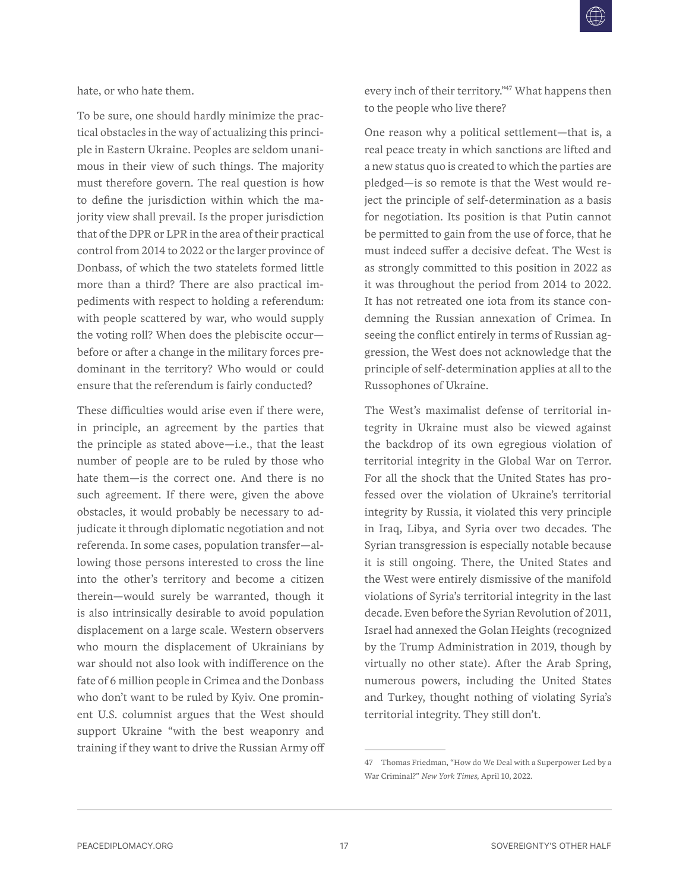hate, or who hate them.

To be sure, one should hardly minimize the practical obstacles in the way of actualizing this principle in Eastern Ukraine. Peoples are seldom unanimous in their view of such things. The majority must therefore govern. The real question is how to define the jurisdiction within which the majority view shall prevail. Is the proper jurisdiction that of the DPR or LPR in the area of their practical control from 2014 to 2022 or the larger province of Donbass, of which the two statelets formed little more than a third? There are also practical impediments with respect to holding a referendum: with people scattered by war, who would supply the voting roll? When does the plebiscite occur—before or after a change in the military forces predominant in the territory? Who would or could ensure that the referendum is fairly conducted?

These difficulties would arise even if there were, in principle, an agreement by the parties that the principle as stated above—i.e., that the least number of people are to be ruled by those who hate them—is the correct one. And there is no such agreement. If there were, given the above obstacles, it would probably be necessary to adjudicate it through diplomatic negotiation and not referenda. In some cases, population transfer—allowing those persons interested to cross the line into the other's territory and become a citizen therein—would surely be warranted, though it is also intrinsically desirable to avoid population displacement on a large scale. Western observers who mourn the displacement of Ukrainians by war should not also look with indifference on the fate of 6 million people in Crimea and the Donbass who don't want to be ruled by Kyiv. One prominent U.S. columnist argues that the West should support Ukraine "with the best weaponry and training if they want to drive the Russian Army off every inch of their territory."[47] What happens then to the people who live there?

One reason why a political settlement—that is, a real peace treaty in which sanctions are lifted and a new status quo is created to which the parties are pledged—is so remote is that the West would reject the principle of self-determination as a basis for negotiation. Its position is that Putin cannot be permitted to gain from the use of force, that he must indeed suffer a decisive defeat. The West is as strongly committed to this position in 2022 as it was throughout the period from 2014 to 2022. It has not retreated one iota from its stance condemning the Russian annexation of Crimea. In seeing the conflict entirely in terms of Russian aggression, the West does not acknowledge that the principle of self-determination applies at all to the Russophones of Ukraine.

The West's maximalist defense of territorial integrity in Ukraine must also be viewed against the backdrop of its own egregious violation of territorial integrity in the Global War on Terror. For all the shock that the United States has professed over the violation of Ukraine's territorial integrity by Russia, it violated this very principle in Iraq, Libya, and Syria over two decades. The Syrian transgression is especially notable because it is still ongoing. There, the United States and the West were entirely dismissive of the manifold violations of Syria's territorial integrity in the last decade. Even before the Syrian Revolution of 2011, Israel had annexed the Golan Heights (recognized by the Trump Administration in 2019, though by virtually no other state). After the Arab Spring, numerous powers, including the United States and Turkey, thought nothing of violating Syria's territorial integrity. They still don't.

---

47 Thomas Friedman, "How do We Deal with a Superpower Led by a War Criminal?" *New York Times*, April 10, 2022.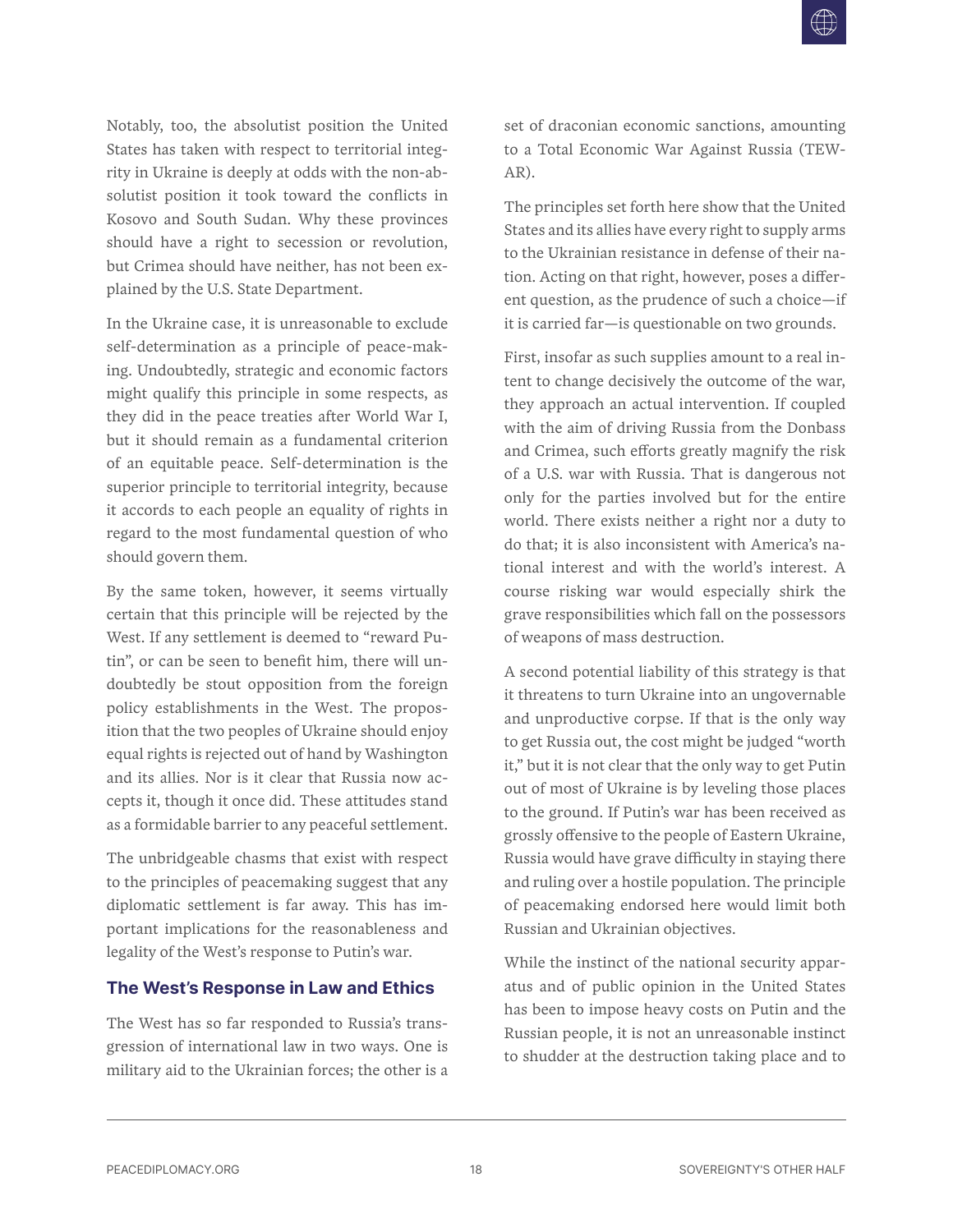Notably, too, the absolutist position the United States has taken with respect to territorial integrity in Ukraine is deeply at odds with the non-absolutist position it took toward the conflicts in Kosovo and South Sudan. Why these provinces should have a right to secession or revolution, but Crimea should have neither, has not been explained by the U.S. State Department.

In the Ukraine case, it is unreasonable to exclude self-determination as a principle of peace-making. Undoubtedly, strategic and economic factors might qualify this principle in some respects, as they did in the peace treaties after World War I, but it should remain as a fundamental criterion of an equitable peace. Self-determination is the superior principle to territorial integrity, because it accords to each people an equality of rights in regard to the most fundamental question of who should govern them.

By the same token, however, it seems virtually certain that this principle will be rejected by the West. If any settlement is deemed to "reward Putin", or can be seen to benefit him, there will undoubtedly be stout opposition from the foreign policy establishments in the West. The proposition that the two peoples of Ukraine should enjoy equal rights is rejected out of hand by Washington and its allies. Nor is it clear that Russia now accepts it, though it once did. These attitudes stand as a formidable barrier to any peaceful settlement.

The unbridgeable chasms that exist with respect to the principles of peacemaking suggest that any diplomatic settlement is far away. This has important implications for the reasonableness and legality of the West's response to Putin's war.

## The West's Response in Law and Ethics

The West has so far responded to Russia's transgression of international law in two ways. One is military aid to the Ukrainian forces; the other is a set of draconian economic sanctions, amounting to a Total Economic War Against Russia (TEWAR).

The principles set forth here show that the United States and its allies have every right to supply arms to the Ukrainian resistance in defense of their nation. Acting on that right, however, poses a different question, as the prudence of such a choice—if it is carried far—is questionable on two grounds.

First, insofar as such supplies amount to a real intent to change decisively the outcome of the war, they approach an actual intervention. If coupled with the aim of driving Russia from the Donbass and Crimea, such efforts greatly magnify the risk of a U.S. war with Russia. That is dangerous not only for the parties involved but for the entire world. There exists neither a right nor a duty to do that; it is also inconsistent with America's national interest and with the world's interest. A course risking war would especially shirk the grave responsibilities which fall on the possessors of weapons of mass destruction.

A second potential liability of this strategy is that it threatens to turn Ukraine into an ungovernable and unproductive corpse. If that is the only way to get Russia out, the cost might be judged "worth it," but it is not clear that the only way to get Putin out of most of Ukraine is by leveling those places to the ground. If Putin's war has been received as grossly offensive to the people of Eastern Ukraine, Russia would have grave difficulty in staying there and ruling over a hostile population. The principle of peacemaking endorsed here would limit both Russian and Ukrainian objectives.

While the instinct of the national security apparatus and of public opinion in the United States has been to impose heavy costs on Putin and the Russian people, it is not an unreasonable instinct to shudder at the destruction taking place and to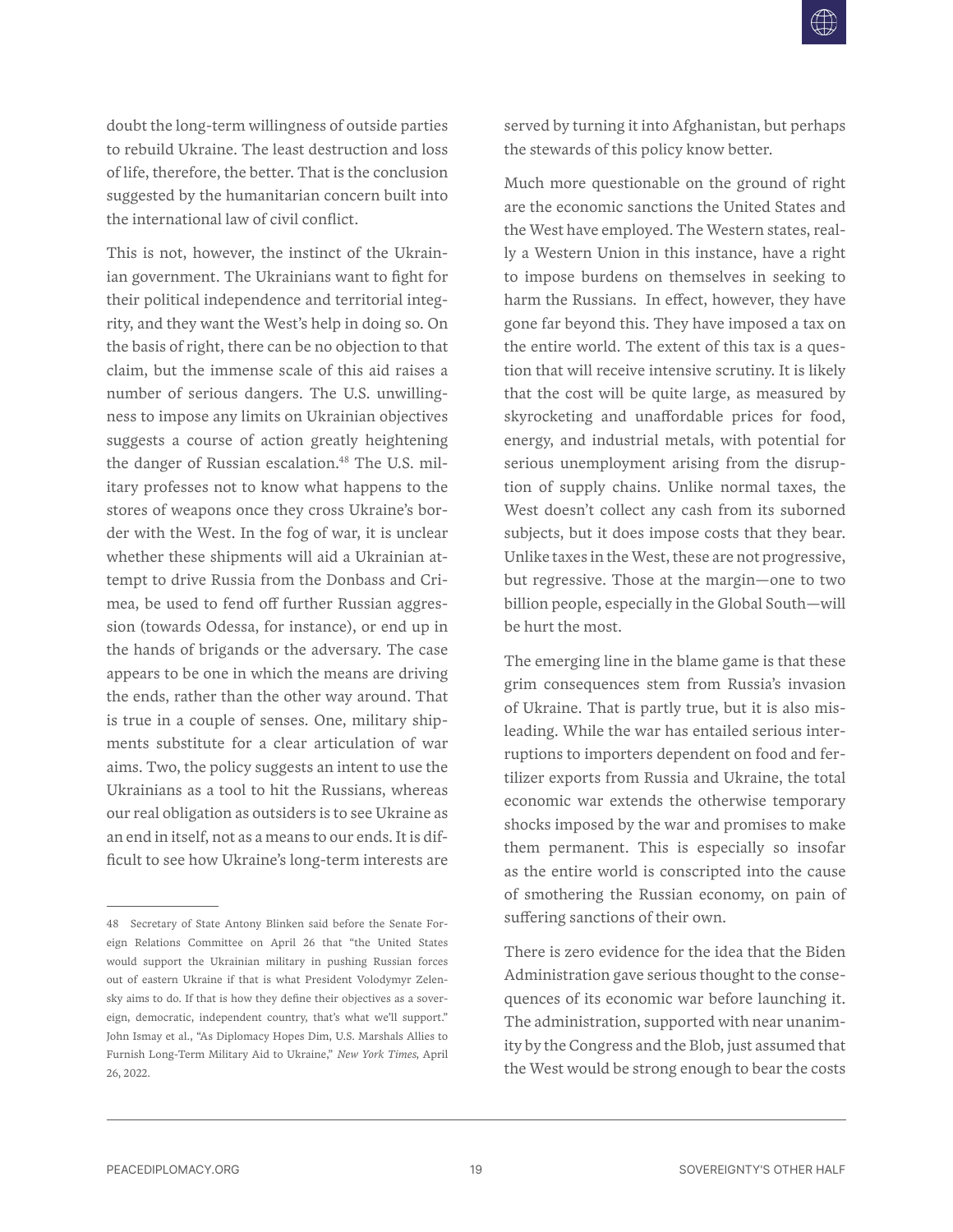doubt the long-term willingness of outside parties to rebuild Ukraine. The least destruction and loss of life, therefore, the better. That is the conclusion suggested by the humanitarian concern built into the international law of civil conflict.

This is not, however, the instinct of the Ukrainian government. The Ukrainians want to fight for their political independence and territorial integrity, and they want the West's help in doing so. On the basis of right, there can be no objection to that claim, but the immense scale of this aid raises a number of serious dangers. The U.S. unwillingness to impose any limits on Ukrainian objectives suggests a course of action greatly heightening the danger of Russian escalation.[48] The U.S. military professes not to know what happens to the stores of weapons once they cross Ukraine's border with the West. In the fog of war, it is unclear whether these shipments will aid a Ukrainian attempt to drive Russia from the Donbass and Crimea, be used to fend off further Russian aggression (towards Odessa, for instance), or end up in the hands of brigands or the adversary. The case appears to be one in which the means are driving the ends, rather than the other way around. That is true in a couple of senses. One, military shipments substitute for a clear articulation of war aims. Two, the policy suggests an intent to use the Ukrainians as a tool to hit the Russians, whereas our real obligation as outsiders is to see Ukraine as an end in itself, not as a means to our ends. It is difficult to see how Ukraine's long-term interests are served by turning it into Afghanistan, but perhaps the stewards of this policy know better.

Much more questionable on the ground of right are the economic sanctions the United States and the West have employed. The Western states, really a Western Union in this instance, have a right to impose burdens on themselves in seeking to harm the Russians. In effect, however, they have gone far beyond this. They have imposed a tax on the entire world. The extent of this tax is a question that will receive intensive scrutiny. It is likely that the cost will be quite large, as measured by skyrocketing and unaffordable prices for food, energy, and industrial metals, with potential for serious unemployment arising from the disruption of supply chains. Unlike normal taxes, the West doesn't collect any cash from its suborned subjects, but it does impose costs that they bear. Unlike taxes in the West, these are not progressive, but regressive. Those at the margin—one to two billion people, especially in the Global South—will be hurt the most.

The emerging line in the blame game is that these grim consequences stem from Russia's invasion of Ukraine. That is partly true, but it is also misleading. While the war has entailed serious interruptions to importers dependent on food and fertilizer exports from Russia and Ukraine, the total economic war extends the otherwise temporary shocks imposed by the war and promises to make them permanent. This is especially so insofar as the entire world is conscripted into the cause of smothering the Russian economy, on pain of suffering sanctions of their own.

There is zero evidence for the idea that the Biden Administration gave serious thought to the consequences of its economic war before launching it. The administration, supported with near unanimity by the Congress and the Blob, just assumed that the West would be strong enough to bear the costs

---

48 Secretary of State Antony Blinken said before the Senate Foreign Relations Committee on April 26 that "the United States would support the Ukrainian military in pushing Russian forces out of eastern Ukraine if that is what President Volodymyr Zelensky aims to do. If that is how they define their objectives as a sovereign, democratic, independent country, that's what we'll support." John Ismay et al., "As Diplomacy Hopes Dim, U.S. Marshals Allies to Furnish Long-Term Military Aid to Ukraine," *New York Times*, April 26, 2022.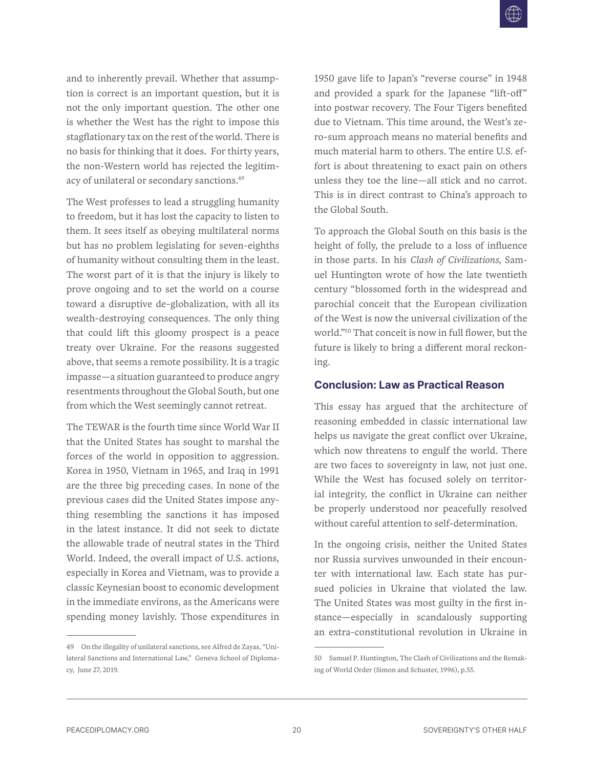and to inherently prevail. Whether that assumption is correct is an important question, but it is not the only important question. The other one is whether the West has the right to impose this stagflationary tax on the rest of the world. There is no basis for thinking that it does. For thirty years, the non-Western world has rejected the legitimacy of unilateral or secondary sanctions.[49]

The West professes to lead a struggling humanity to freedom, but it has lost the capacity to listen to them. It sees itself as obeying multilateral norms but has no problem legislating for seven-eighths of humanity without consulting them in the least. The worst part of it is that the injury is likely to prove ongoing and to set the world on a course toward a disruptive de-globalization, with all its wealth-destroying consequences. The only thing that could lift this gloomy prospect is a peace treaty over Ukraine. For the reasons suggested above, that seems a remote possibility. It is a tragic impasse—a situation guaranteed to produce angry resentments throughout the Global South, but one from which the West seemingly cannot retreat.

The TEWAR is the fourth time since World War II that the United States has sought to marshal the forces of the world in opposition to aggression. Korea in 1950, Vietnam in 1965, and Iraq in 1991 are the three big preceding cases. In none of the previous cases did the United States impose anything resembling the sanctions it has imposed in the latest instance. It did not seek to dictate the allowable trade of neutral states in the Third World. Indeed, the overall impact of U.S. actions, especially in Korea and Vietnam, was to provide a classic Keynesian boost to economic development in the immediate environs, as the Americans were spending money lavishly. Those expenditures in 1950 gave life to Japan's "reverse course" in 1948 and provided a spark for the Japanese "lift-off" into postwar recovery. The Four Tigers benefited due to Vietnam. This time around, the West's zero-sum approach means no material benefits and much material harm to others. The entire U.S. effort is about threatening to exact pain on others unless they toe the line—all stick and no carrot. This is in direct contrast to China's approach to the Global South.

To approach the Global South on this basis is the height of folly, the prelude to a loss of influence in those parts. In his *Clash of Civilizations*, Samuel Huntington wrote of how the late twentieth century "blossomed forth in the widespread and parochial conceit that the European civilization of the West is now the universal civilization of the world."[50] That conceit is now in full flower, but the future is likely to bring a different moral reckoning.

## Conclusion: Law as Practical Reason

This essay has argued that the architecture of reasoning embedded in classic international law helps us navigate the great conflict over Ukraine, which now threatens to engulf the world. There are two faces to sovereignty in law, not just one. While the West has focused solely on territorial integrity, the conflict in Ukraine can neither be properly understood nor peacefully resolved without careful attention to self-determination.

In the ongoing crisis, neither the United States nor Russia survives unwounded in their encounter with international law. Each state has pursued policies in Ukraine that violated the law. The United States was most guilty in the first instance—especially in scandalously supporting an extra-constitutional revolution in Ukraine in

---

49 On the illegality of unilateral sanctions, see Alfred de Zayas, "Unilateral Sanctions and International Law," Geneva School of Diplomacy, June 27, 2019.

50 Samuel P. Huntington, The Clash of Civilizations and the Remaking of World Order (Simon and Schuster, 1996), p.55.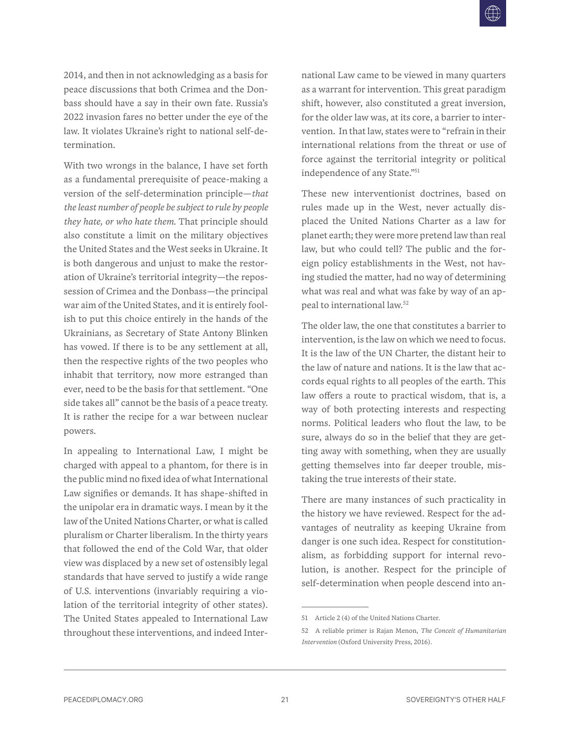2014, and then in not acknowledging as a basis for peace discussions that both Crimea and the Donbass should have a say in their own fate. Russia's 2022 invasion fares no better under the eye of the law. It violates Ukraine's right to national self-determination.

With two wrongs in the balance, I have set forth as a fundamental prerequisite of peace-making a version of the self-determination principle—*that the least number of people be subject to rule by people they hate, or who hate them.* That principle should also constitute a limit on the military objectives the United States and the West seeks in Ukraine. It is both dangerous and unjust to make the restoration of Ukraine's territorial integrity—the repossession of Crimea and the Donbass—the principal war aim of the United States, and it is entirely foolish to put this choice entirely in the hands of the Ukrainians, as Secretary of State Antony Blinken has vowed. If there is to be any settlement at all, then the respective rights of the two peoples who inhabit that territory, now more estranged than ever, need to be the basis for that settlement. "One side takes all" cannot be the basis of a peace treaty. It is rather the recipe for a war between nuclear powers.

In appealing to International Law, I might be charged with appeal to a phantom, for there is in the public mind no fixed idea of what International Law signifies or demands. It has shape-shifted in the unipolar era in dramatic ways. I mean by it the law of the United Nations Charter, or what is called pluralism or Charter liberalism. In the thirty years that followed the end of the Cold War, that older view was displaced by a new set of ostensibly legal standards that have served to justify a wide range of U.S. interventions (invariably requiring a violation of the territorial integrity of other states). The United States appealed to International Law throughout these interventions, and indeed International Law came to be viewed in many quarters as a warrant for intervention. This great paradigm shift, however, also constituted a great inversion, for the older law was, at its core, a barrier to intervention. In that law, states were to "refrain in their international relations from the threat or use of force against the territorial integrity or political independence of any State."[51]

These new interventionist doctrines, based on rules made up in the West, never actually displaced the United Nations Charter as a law for planet earth; they were more pretend law than real law, but who could tell? The public and the foreign policy establishments in the West, not having studied the matter, had no way of determining what was real and what was fake by way of an appeal to international law.[52]

The older law, the one that constitutes a barrier to intervention, is the law on which we need to focus. It is the law of the UN Charter, the distant heir to the law of nature and nations. It is the law that accords equal rights to all peoples of the earth. This law offers a route to practical wisdom, that is, a way of both protecting interests and respecting norms. Political leaders who flout the law, to be sure, always do so in the belief that they are getting away with something, when they are usually getting themselves into far deeper trouble, mistaking the true interests of their state.

There are many instances of such practicality in the history we have reviewed. Respect for the advantages of neutrality as keeping Ukraine from danger is one such idea. Respect for constitutionalism, as forbidding support for internal revolution, is another. Respect for the principle of self-determination when people descend into an-

---

51 Article 2 (4) of the United Nations Charter.

52 A reliable primer is Rajan Menon, *The Conceit of Humanitarian Intervention* (Oxford University Press, 2016).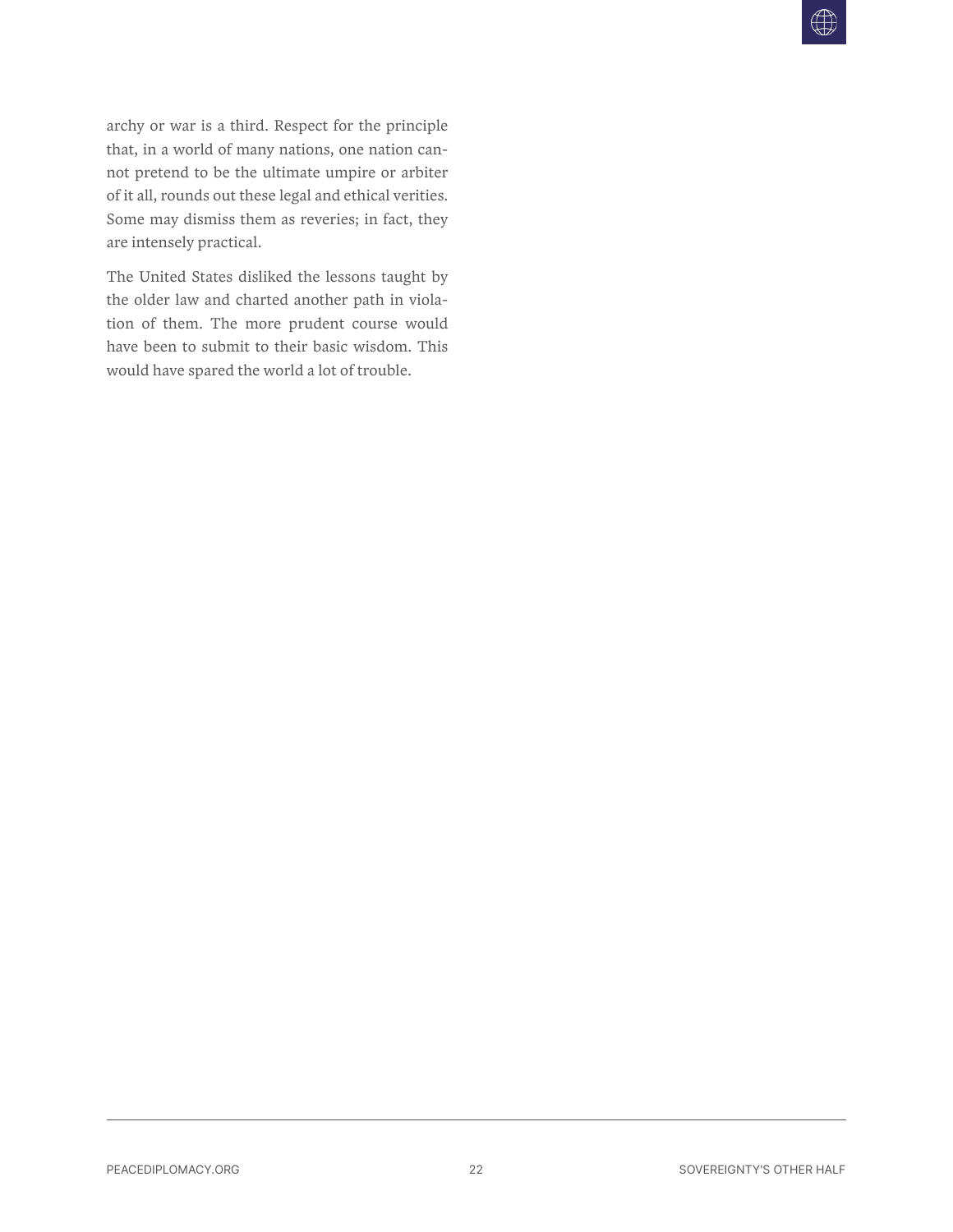archy or war is a third. Respect for the principle that, in a world of many nations, one nation cannot pretend to be the ultimate umpire or arbiter of it all, rounds out these legal and ethical verities. Some may dismiss them as reveries; in fact, they are intensely practical.

The United States disliked the lessons taught by the older law and charted another path in violation of them. The more prudent course would have been to submit to their basic wisdom. This would have spared the world a lot of trouble.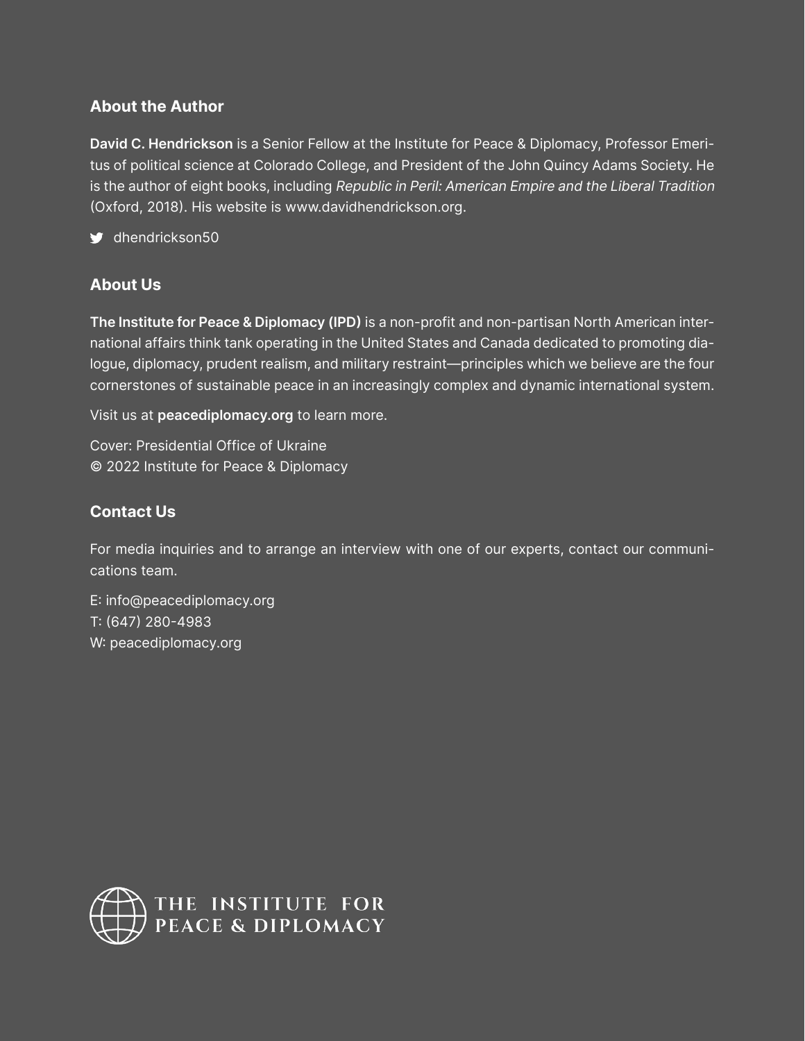## About the Author

**David C. Hendrickson** is a Senior Fellow at the Institute for Peace & Diplomacy, Professor Emeritus of political science at Colorado College, and President of the John Quincy Adams Society. He is the author of eight books, including *Republic in Peril: American Empire and the Liberal Tradition* (Oxford, 2018). His website is www.davidhendrickson.org.

dhendrickson50

## About Us

**The Institute for Peace & Diplomacy (IPD)** is a non-profit and non-partisan North American international affairs think tank operating in the United States and Canada dedicated to promoting dialogue, diplomacy, prudent realism, and military restraint—principles which we believe are the four cornerstones of sustainable peace in an increasingly complex and dynamic international system.

Visit us at **peacediplomacy.org** to learn more.

Cover: Presidential Office of Ukraine
© 2022 Institute for Peace & Diplomacy

## Contact Us

For media inquiries and to arrange an interview with one of our experts, contact our communications team.

E: info@peacediplomacy.org
T: (647) 280-4983
W: peacediplomacy.org

THE INSTITUTE FOR
PEACE & DIPLOMACY